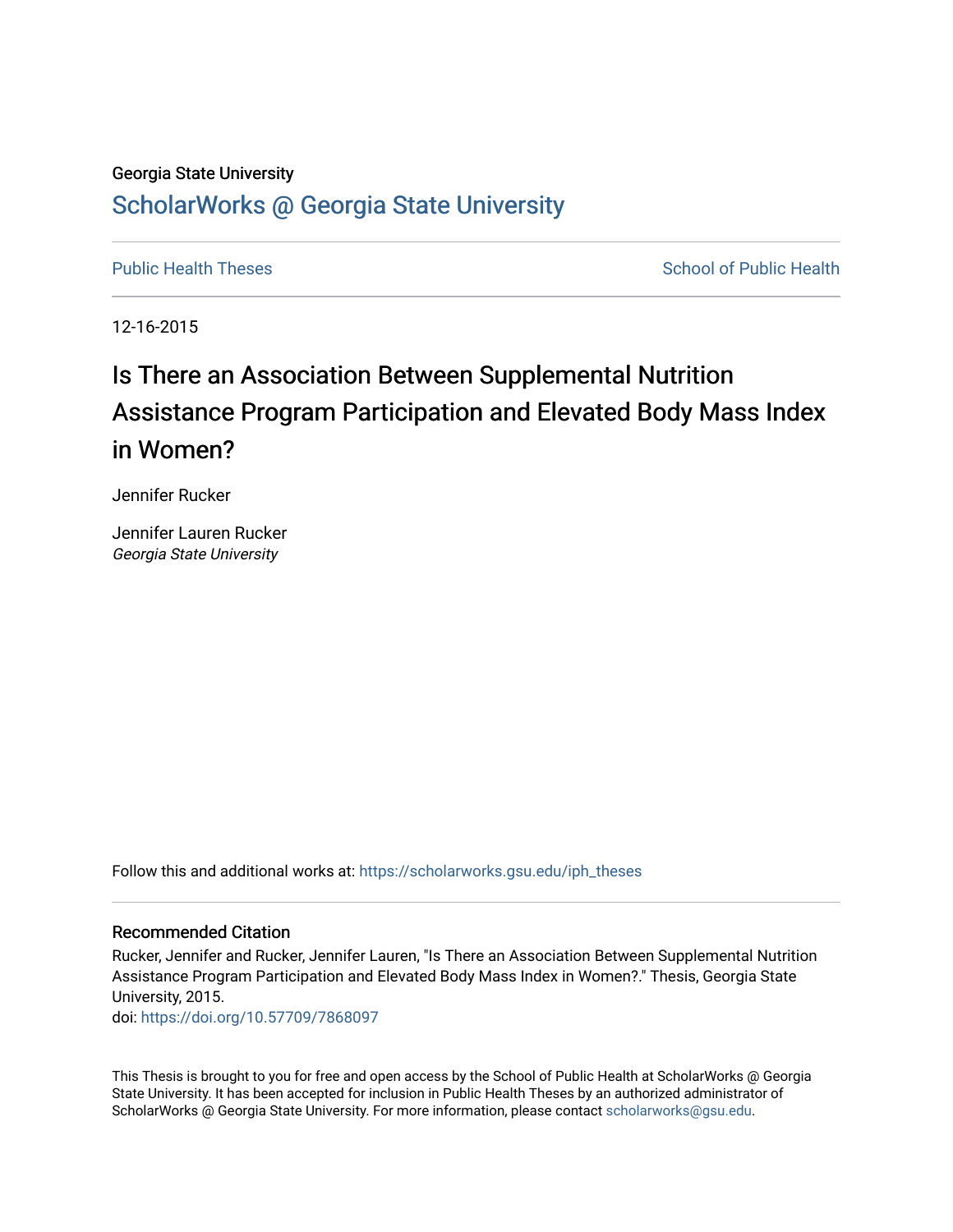Georgia State University

# ScholarWorks @ Georgia State University

Public Health Theses

School of Public Health

12-16-2015

# Is There an Association Between Supplemental Nutrition Assistance Program Participation and Elevated Body Mass Index in Women?

Jennifer Rucker

Jennifer Lauren Rucker
*Georgia State University*

Follow this and additional works at: https://scholarworks.gsu.edu/iph_theses

### Recommended Citation

Rucker, Jennifer and Rucker, Jennifer Lauren, "Is There an Association Between Supplemental Nutrition Assistance Program Participation and Elevated Body Mass Index in Women?." Thesis, Georgia State University, 2015.
doi: https://doi.org/10.57709/7868097

This Thesis is brought to you for free and open access by the School of Public Health at ScholarWorks @ Georgia State University. It has been accepted for inclusion in Public Health Theses by an authorized administrator of ScholarWorks @ Georgia State University. For more information, please contact scholarworks@gsu.edu.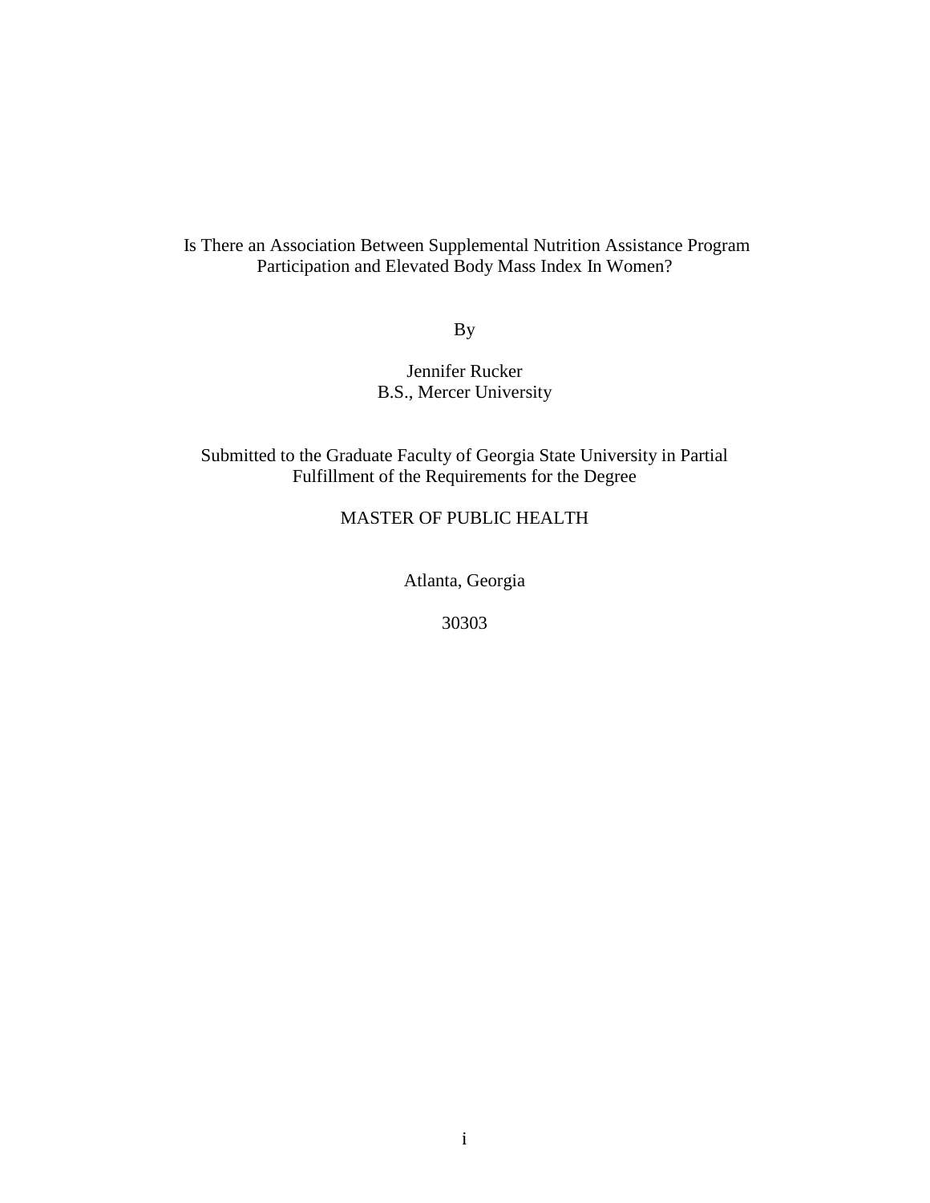Is There an Association Between Supplemental Nutrition Assistance Program Participation and Elevated Body Mass Index In Women?

By

Jennifer Rucker
B.S., Mercer University

Submitted to the Graduate Faculty of Georgia State University in Partial Fulfillment of the Requirements for the Degree

MASTER OF PUBLIC HEALTH

Atlanta, Georgia

30303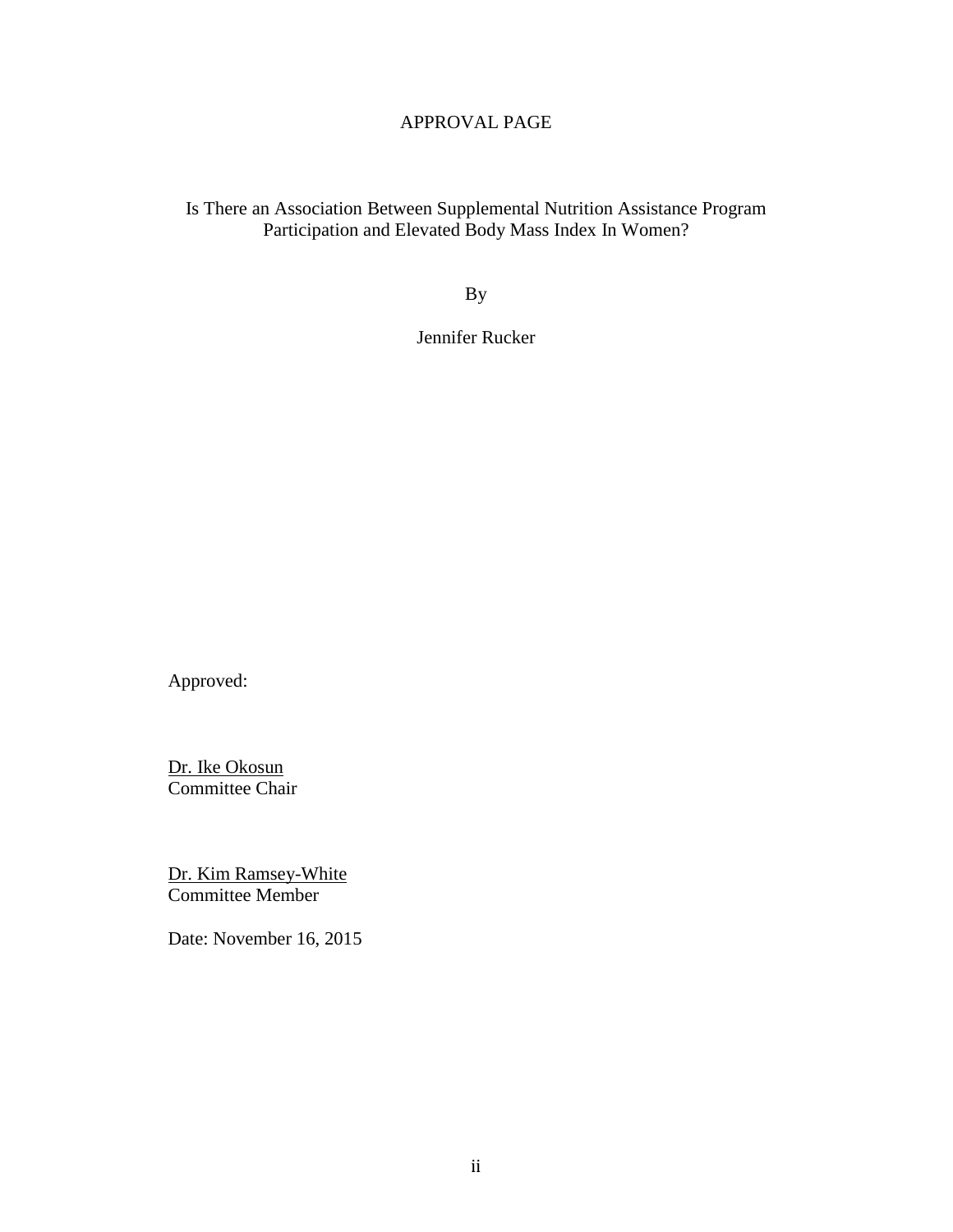# APPROVAL PAGE

Is There an Association Between Supplemental Nutrition Assistance Program Participation and Elevated Body Mass Index In Women?

By

Jennifer Rucker

Approved:

<u>Dr. Ike Okosun</u>
Committee Chair

<u>Dr. Kim Ramsey-White</u>
Committee Member

Date: November 16, 2015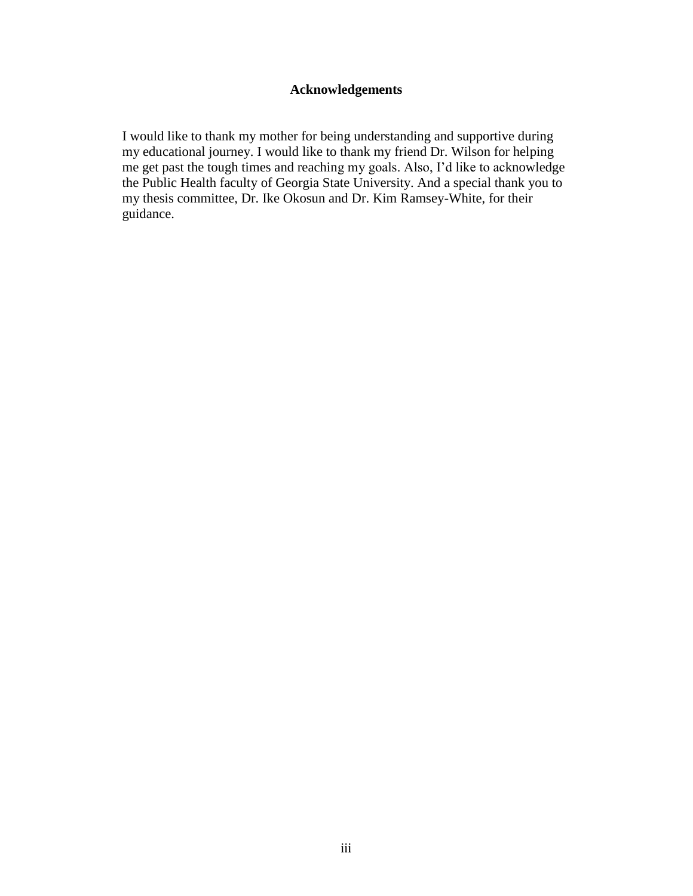## Acknowledgements

I would like to thank my mother for being understanding and supportive during my educational journey. I would like to thank my friend Dr. Wilson for helping me get past the tough times and reaching my goals. Also, I'd like to acknowledge the Public Health faculty of Georgia State University. And a special thank you to my thesis committee, Dr. Ike Okosun and Dr. Kim Ramsey-White, for their guidance.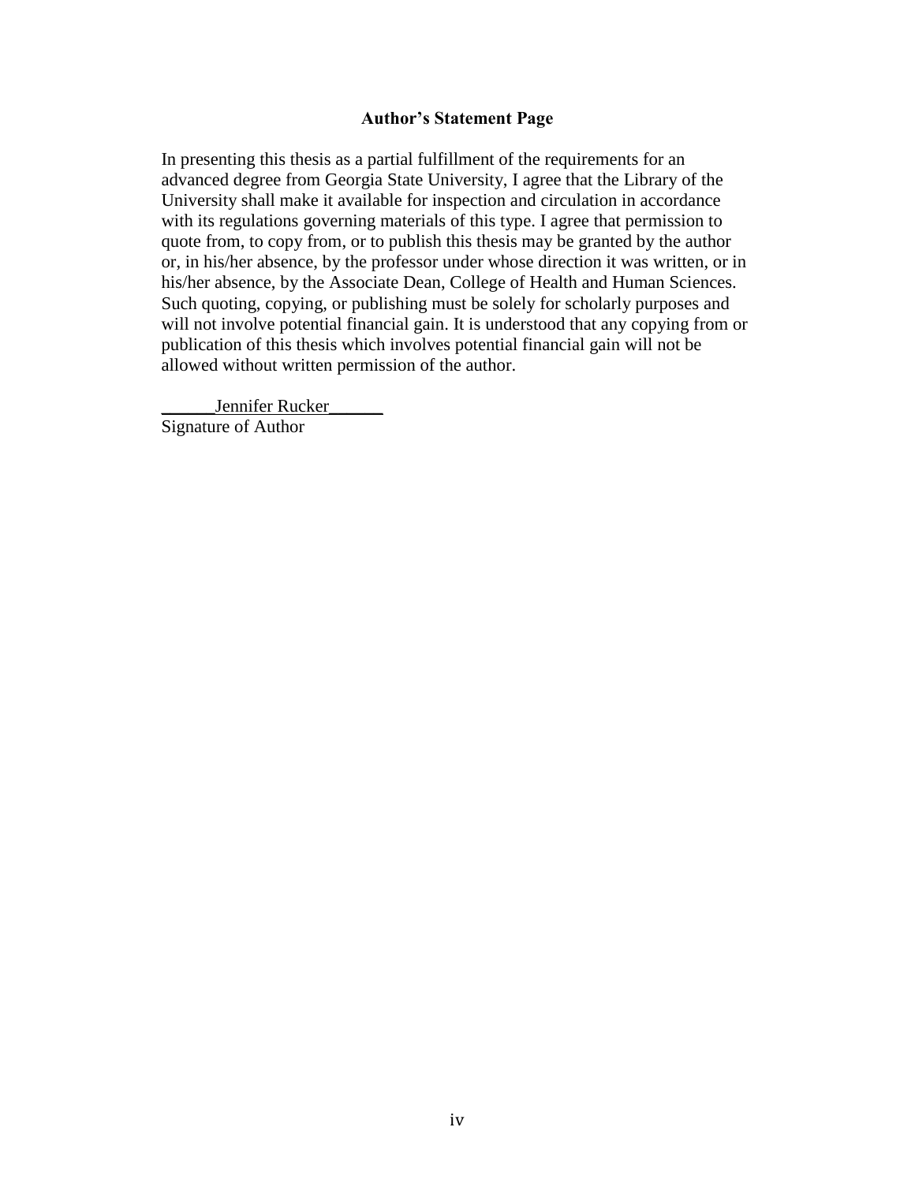**Author's Statement Page**

In presenting this thesis as a partial fulfillment of the requirements for an advanced degree from Georgia State University, I agree that the Library of the University shall make it available for inspection and circulation in accordance with its regulations governing materials of this type. I agree that permission to quote from, to copy from, or to publish this thesis may be granted by the author or, in his/her absence, by the professor under whose direction it was written, or in his/her absence, by the Associate Dean, College of Health and Human Sciences. Such quoting, copying, or publishing must be solely for scholarly purposes and will not involve potential financial gain. It is understood that any copying from or publication of this thesis which involves potential financial gain will not be allowed without written permission of the author.

______Jennifer Rucker______
Signature of Author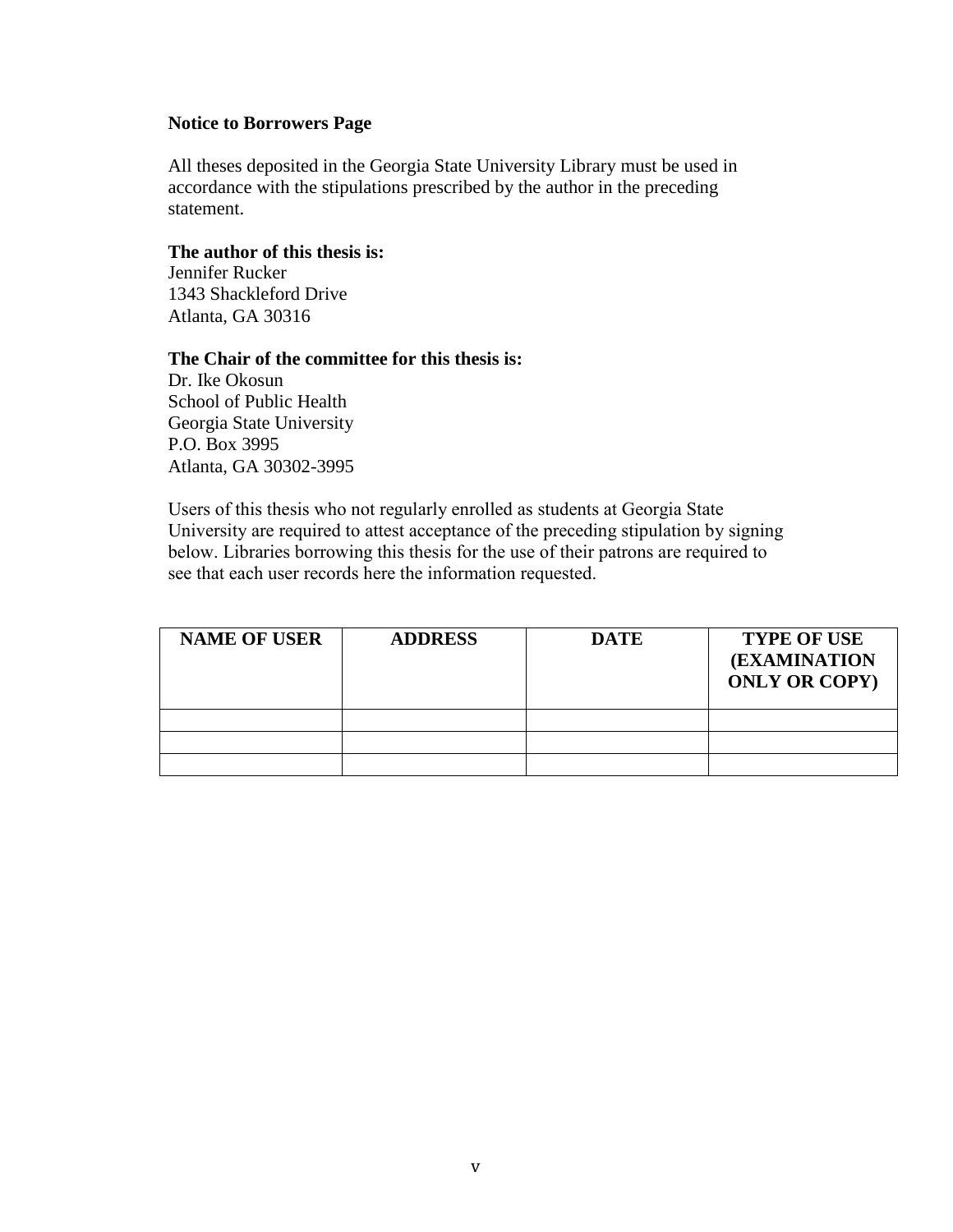**Notice to Borrowers Page**

All theses deposited in the Georgia State University Library must be used in accordance with the stipulations prescribed by the author in the preceding statement.

**The author of this thesis is:**
Jennifer Rucker
1343 Shackleford Drive
Atlanta, GA 30316

**The Chair of the committee for this thesis is:**
Dr. Ike Okosun
School of Public Health
Georgia State University
P.O. Box 3995
Atlanta, GA 30302-3995

Users of this thesis who not regularly enrolled as students at Georgia State University are required to attest acceptance of the preceding stipulation by signing below. Libraries borrowing this thesis for the use of their patrons are required to see that each user records here the information requested.

| NAME OF USER | ADDRESS | DATE | TYPE OF USE (EXAMINATION ONLY OR COPY) |
|---|---|---|---|
| | | | |
| | | | |
| | | | |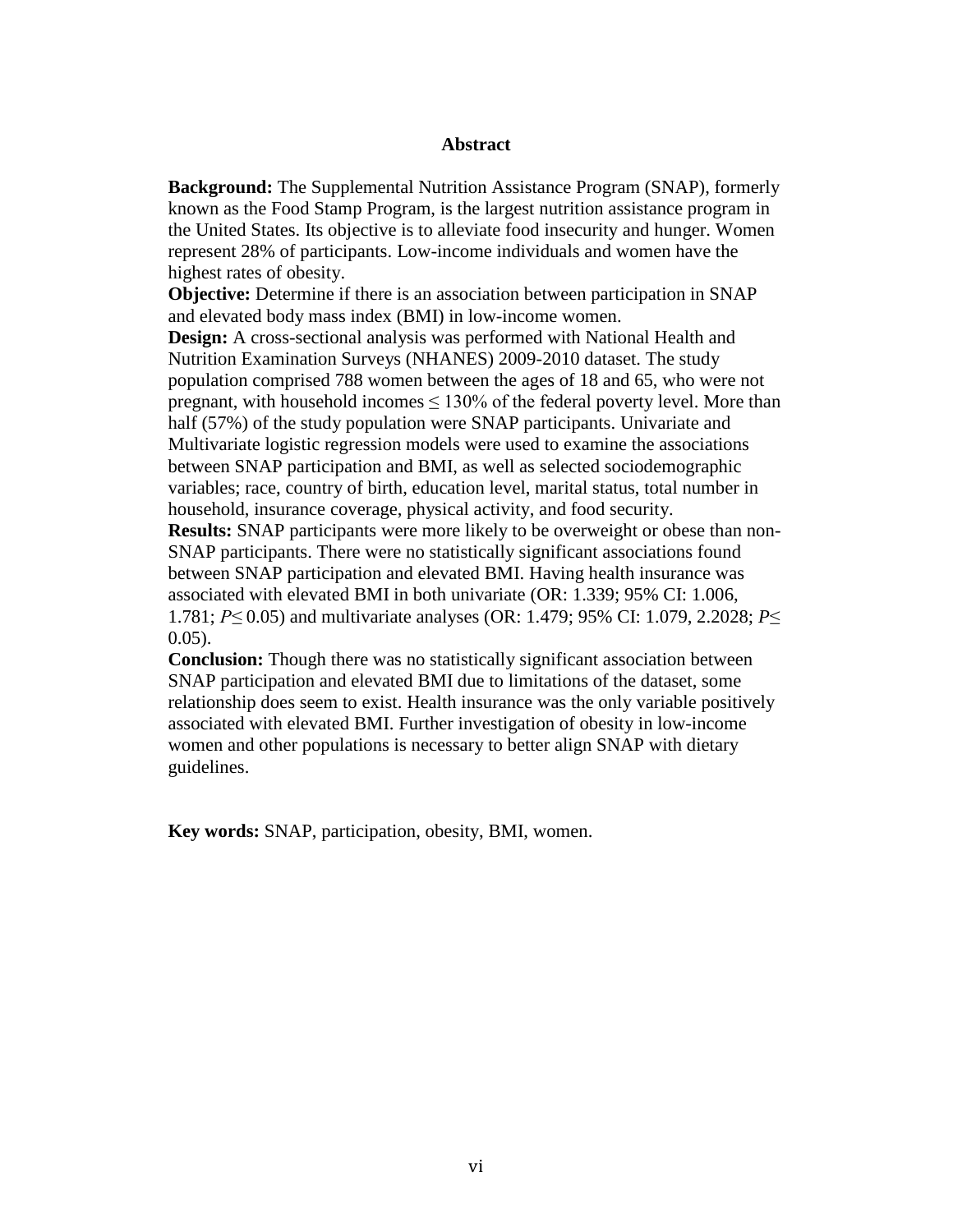## Abstract

**Background:** The Supplemental Nutrition Assistance Program (SNAP), formerly known as the Food Stamp Program, is the largest nutrition assistance program in the United States. Its objective is to alleviate food insecurity and hunger. Women represent 28% of participants. Low-income individuals and women have the highest rates of obesity.

**Objective:** Determine if there is an association between participation in SNAP and elevated body mass index (BMI) in low-income women.

**Design:** A cross-sectional analysis was performed with National Health and Nutrition Examination Surveys (NHANES) 2009-2010 dataset. The study population comprised 788 women between the ages of 18 and 65, who were not pregnant, with household incomes $\leq$ 130% of the federal poverty level. More than half (57%) of the study population were SNAP participants. Univariate and Multivariate logistic regression models were used to examine the associations between SNAP participation and BMI, as well as selected sociodemographic variables; race, country of birth, education level, marital status, total number in household, insurance coverage, physical activity, and food security.

**Results:** SNAP participants were more likely to be overweight or obese than non-SNAP participants. There were no statistically significant associations found between SNAP participation and elevated BMI. Having health insurance was associated with elevated BMI in both univariate (OR: 1.339; 95% CI: 1.006, 1.781; $P \leq 0.05$) and multivariate analyses (OR: 1.479; 95% CI: 1.079, 2.2028; $P \leq 0.05$).

**Conclusion:** Though there was no statistically significant association between SNAP participation and elevated BMI due to limitations of the dataset, some relationship does seem to exist. Health insurance was the only variable positively associated with elevated BMI. Further investigation of obesity in low-income women and other populations is necessary to better align SNAP with dietary guidelines.

**Key words:** SNAP, participation, obesity, BMI, women.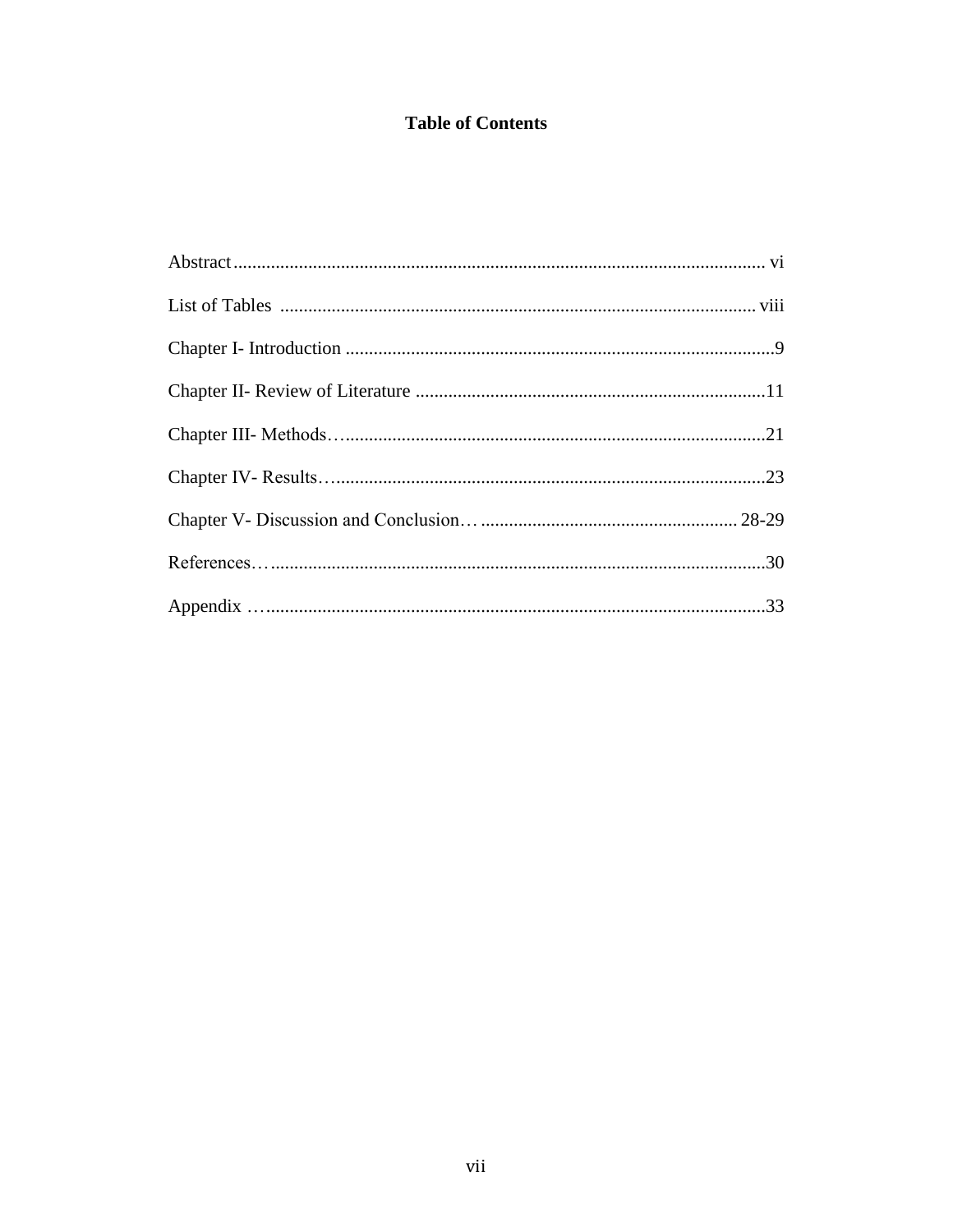# Table of Contents

Abstract ..................................................................................................................... vi

List of Tables ...................................................................................................... viii

Chapter I- Introduction ...........................................................................................9

Chapter II- Review of Literature ...........................................................................11

Chapter III- Methods… .........................................................................................21

Chapter IV- Results… ...........................................................................................23

Chapter V- Discussion and Conclusion… ...................................................... 28-29

References… .........................................................................................................30

Appendix … ...........................................................................................................33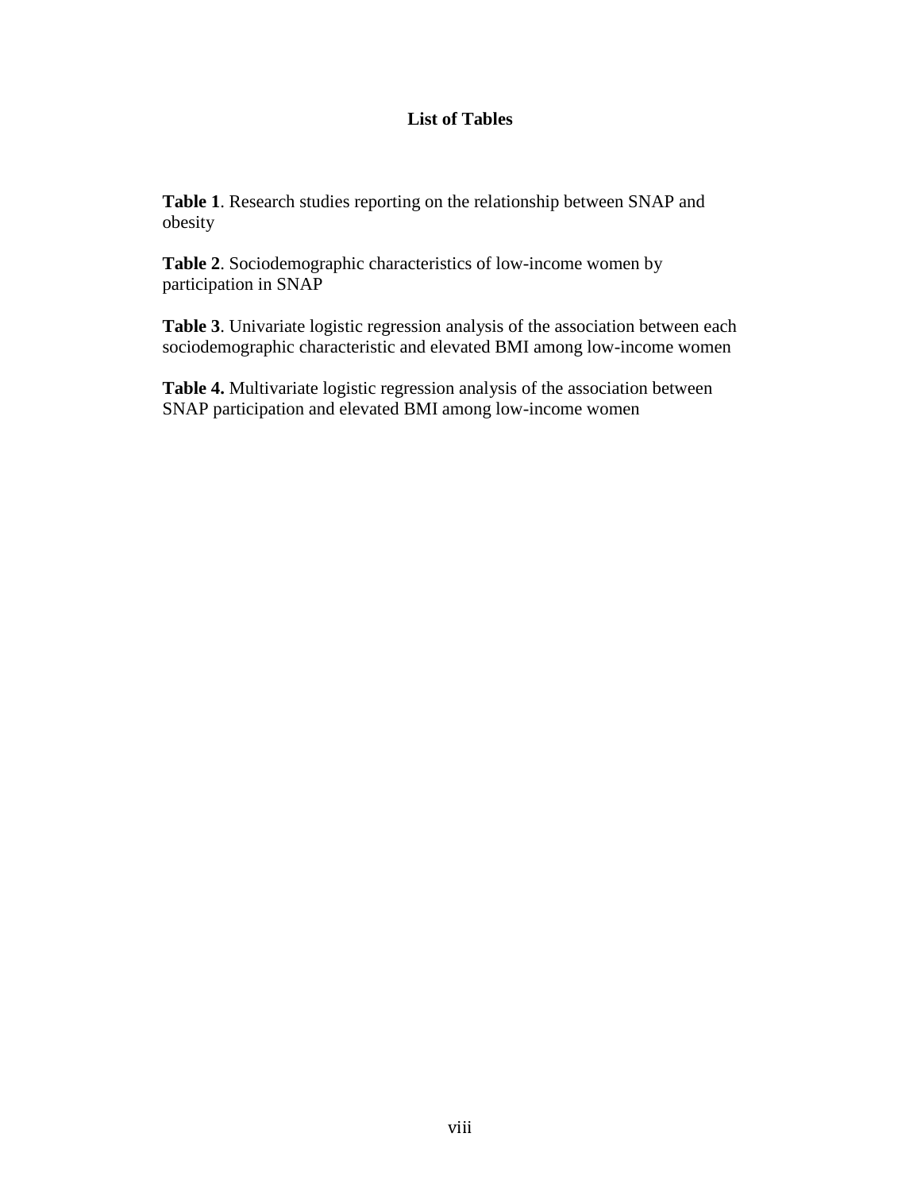# List of Tables

**Table 1**. Research studies reporting on the relationship between SNAP and obesity

**Table 2**. Sociodemographic characteristics of low-income women by participation in SNAP

**Table 3**. Univariate logistic regression analysis of the association between each sociodemographic characteristic and elevated BMI among low-income women

**Table 4.** Multivariate logistic regression analysis of the association between SNAP participation and elevated BMI among low-income women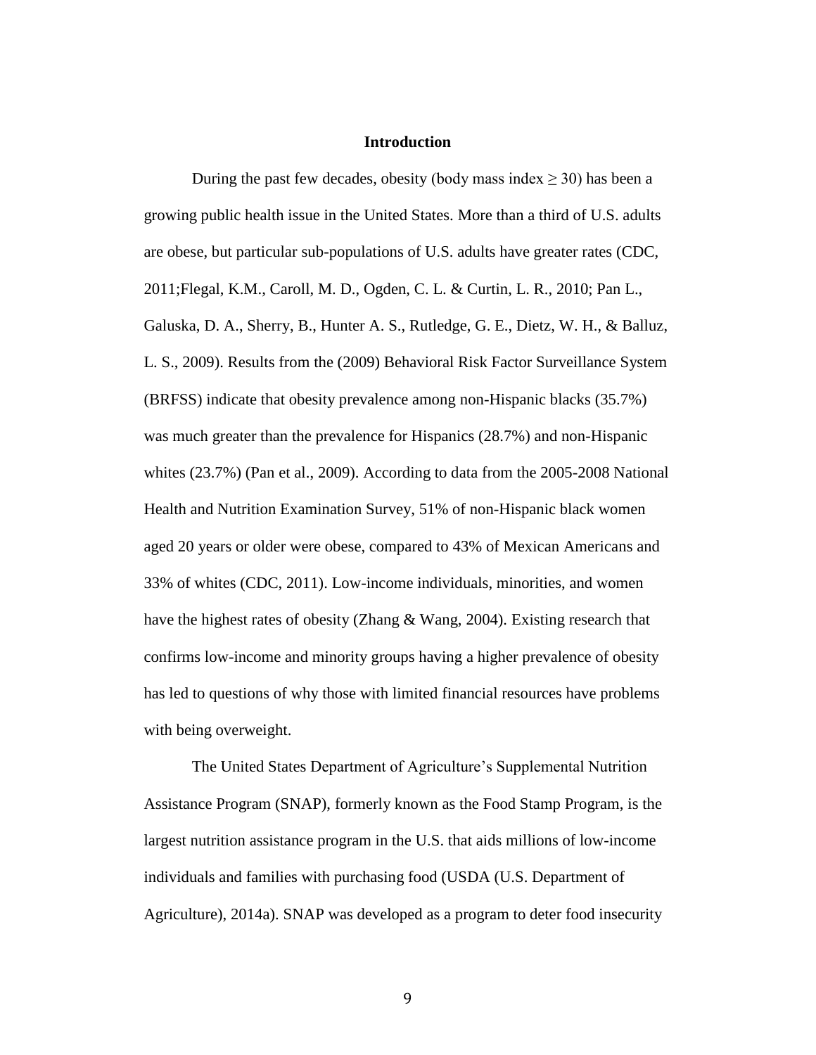# Introduction

During the past few decades, obesity (body mass index $\geq 30$) has been a growing public health issue in the United States. More than a third of U.S. adults are obese, but particular sub-populations of U.S. adults have greater rates (CDC, 2011;Flegal, K.M., Caroll, M. D., Ogden, C. L. & Curtin, L. R., 2010; Pan L., Galuska, D. A., Sherry, B., Hunter A. S., Rutledge, G. E., Dietz, W. H., & Balluz, L. S., 2009). Results from the (2009) Behavioral Risk Factor Surveillance System (BRFSS) indicate that obesity prevalence among non-Hispanic blacks (35.7%) was much greater than the prevalence for Hispanics (28.7%) and non-Hispanic whites (23.7%) (Pan et al., 2009). According to data from the 2005-2008 National Health and Nutrition Examination Survey, 51% of non-Hispanic black women aged 20 years or older were obese, compared to 43% of Mexican Americans and 33% of whites (CDC, 2011). Low-income individuals, minorities, and women have the highest rates of obesity (Zhang & Wang, 2004). Existing research that confirms low-income and minority groups having a higher prevalence of obesity has led to questions of why those with limited financial resources have problems with being overweight.

The United States Department of Agriculture's Supplemental Nutrition Assistance Program (SNAP), formerly known as the Food Stamp Program, is the largest nutrition assistance program in the U.S. that aids millions of low-income individuals and families with purchasing food (USDA (U.S. Department of Agriculture), 2014a). SNAP was developed as a program to deter food insecurity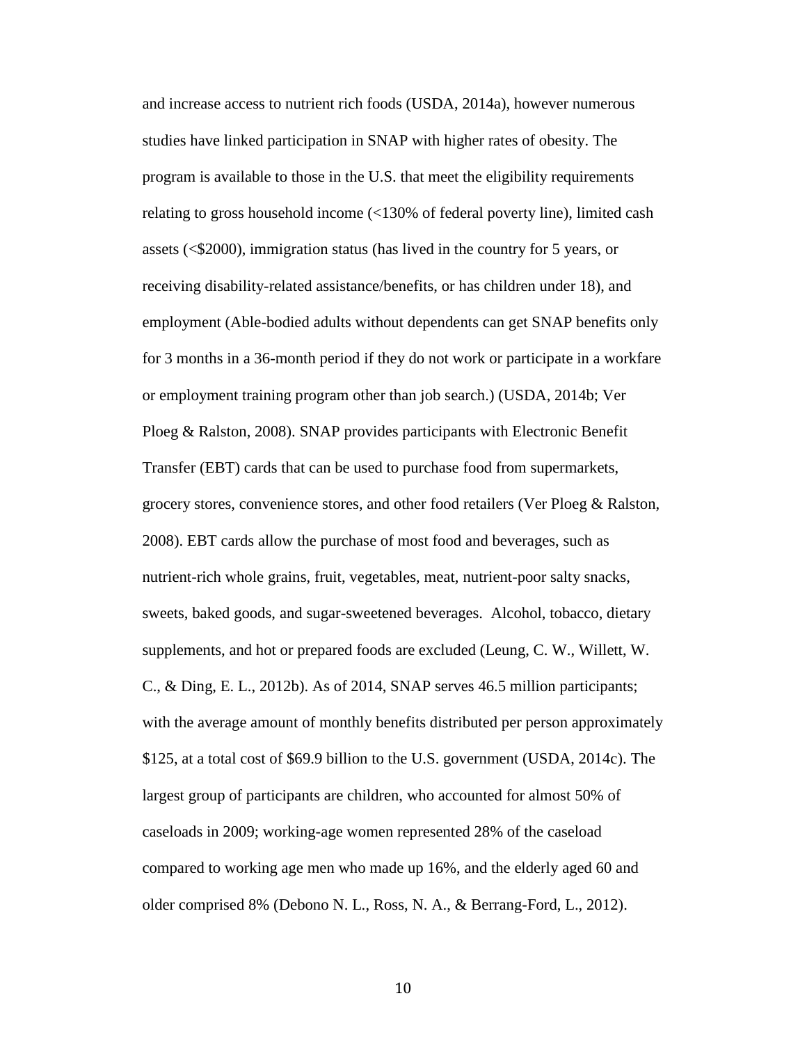and increase access to nutrient rich foods (USDA, 2014a), however numerous studies have linked participation in SNAP with higher rates of obesity. The program is available to those in the U.S. that meet the eligibility requirements relating to gross household income (<130% of federal poverty line), limited cash assets (<$2000), immigration status (has lived in the country for 5 years, or receiving disability-related assistance/benefits, or has children under 18), and employment (Able-bodied adults without dependents can get SNAP benefits only for 3 months in a 36-month period if they do not work or participate in a workfare or employment training program other than job search.) (USDA, 2014b; Ver Ploeg & Ralston, 2008). SNAP provides participants with Electronic Benefit Transfer (EBT) cards that can be used to purchase food from supermarkets, grocery stores, convenience stores, and other food retailers (Ver Ploeg & Ralston, 2008). EBT cards allow the purchase of most food and beverages, such as nutrient-rich whole grains, fruit, vegetables, meat, nutrient-poor salty snacks, sweets, baked goods, and sugar-sweetened beverages. Alcohol, tobacco, dietary supplements, and hot or prepared foods are excluded (Leung, C. W., Willett, W. C., & Ding, E. L., 2012b). As of 2014, SNAP serves 46.5 million participants; with the average amount of monthly benefits distributed per person approximately $125, at a total cost of $69.9 billion to the U.S. government (USDA, 2014c). The largest group of participants are children, who accounted for almost 50% of caseloads in 2009; working-age women represented 28% of the caseload compared to working age men who made up 16%, and the elderly aged 60 and older comprised 8% (Debono N. L., Ross, N. A., & Berrang-Ford, L., 2012).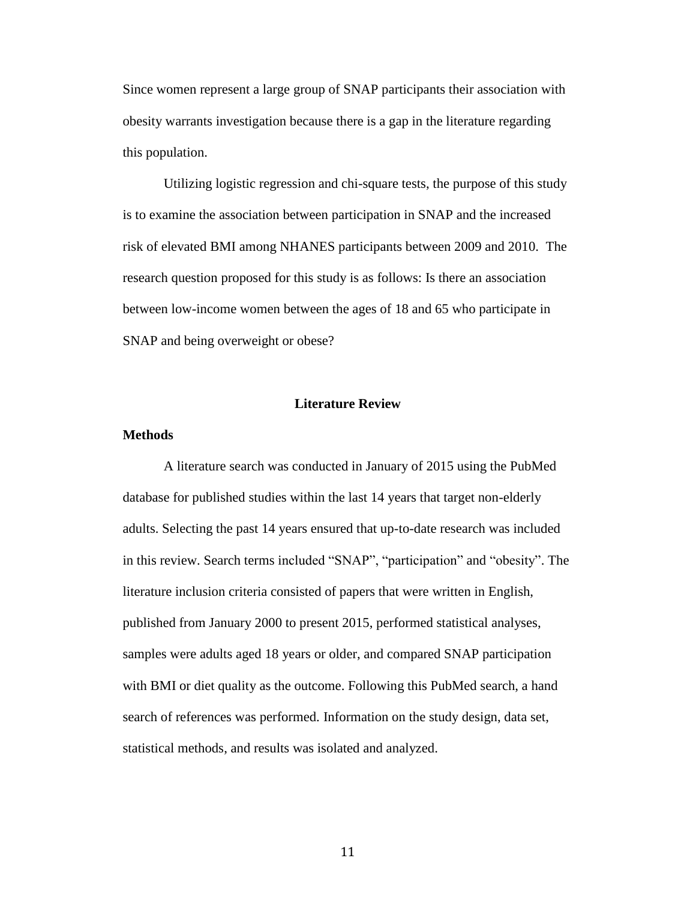Since women represent a large group of SNAP participants their association with obesity warrants investigation because there is a gap in the literature regarding this population.

Utilizing logistic regression and chi-square tests, the purpose of this study is to examine the association between participation in SNAP and the increased risk of elevated BMI among NHANES participants between 2009 and 2010. The research question proposed for this study is as follows: Is there an association between low-income women between the ages of 18 and 65 who participate in SNAP and being overweight or obese?

## Literature Review

### Methods

A literature search was conducted in January of 2015 using the PubMed database for published studies within the last 14 years that target non-elderly adults. Selecting the past 14 years ensured that up-to-date research was included in this review. Search terms included "SNAP", "participation" and "obesity". The literature inclusion criteria consisted of papers that were written in English, published from January 2000 to present 2015, performed statistical analyses, samples were adults aged 18 years or older, and compared SNAP participation with BMI or diet quality as the outcome. Following this PubMed search, a hand search of references was performed. Information on the study design, data set, statistical methods, and results was isolated and analyzed.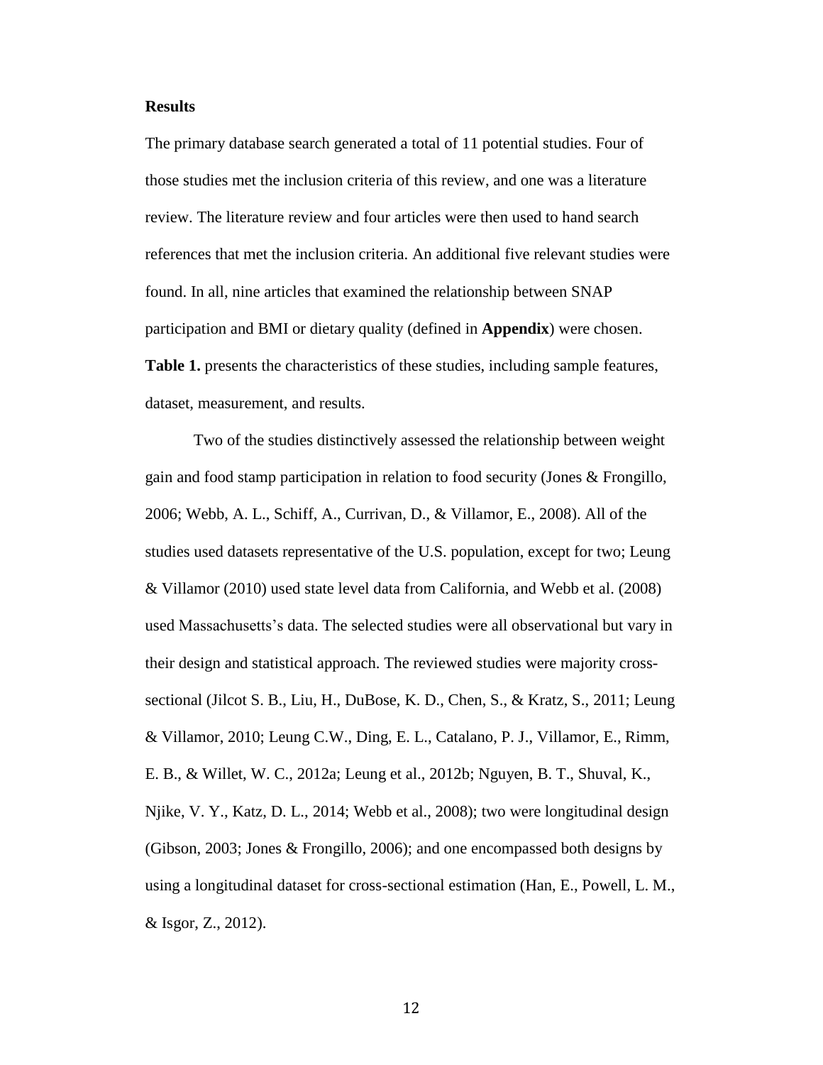**Results**

The primary database search generated a total of 11 potential studies. Four of those studies met the inclusion criteria of this review, and one was a literature review. The literature review and four articles were then used to hand search references that met the inclusion criteria. An additional five relevant studies were found. In all, nine articles that examined the relationship between SNAP participation and BMI or dietary quality (defined in **Appendix**) were chosen. **Table 1.** presents the characteristics of these studies, including sample features, dataset, measurement, and results.

Two of the studies distinctively assessed the relationship between weight gain and food stamp participation in relation to food security (Jones & Frongillo, 2006; Webb, A. L., Schiff, A., Currivan, D., & Villamor, E., 2008). All of the studies used datasets representative of the U.S. population, except for two; Leung & Villamor (2010) used state level data from California, and Webb et al. (2008) used Massachusetts's data. The selected studies were all observational but vary in their design and statistical approach. The reviewed studies were majority cross-sectional (Jilcot S. B., Liu, H., DuBose, K. D., Chen, S., & Kratz, S., 2011; Leung & Villamor, 2010; Leung C.W., Ding, E. L., Catalano, P. J., Villamor, E., Rimm, E. B., & Willet, W. C., 2012a; Leung et al., 2012b; Nguyen, B. T., Shuval, K., Njike, V. Y., Katz, D. L., 2014; Webb et al., 2008); two were longitudinal design (Gibson, 2003; Jones & Frongillo, 2006); and one encompassed both designs by using a longitudinal dataset for cross-sectional estimation (Han, E., Powell, L. M., & Isgor, Z., 2012).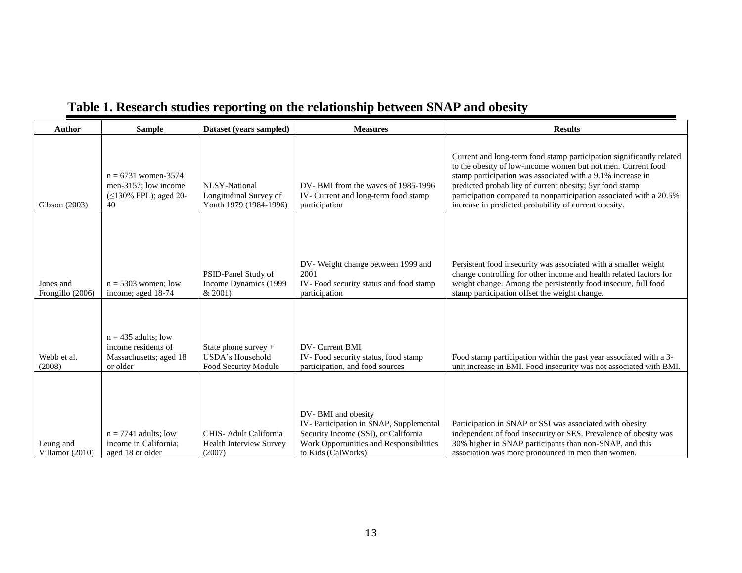## Table 1. Research studies reporting on the relationship between SNAP and obesity

| Author | Sample | Dataset (years sampled) | Measures | Results |
|---|---|---|---|---|
| Gibson (2003) | n = 6731 women-3574 men-3157; low income (≤130% FPL); aged 20-40 | NLSY-National Longitudinal Survey of Youth 1979 (1984-1996) | DV- BMI from the waves of 1985-1996<br>IV- Current and long-term food stamp participation | Current and long-term food stamp participation significantly related to the obesity of low-income women but not men. Current food stamp participation was associated with a 9.1% increase in predicted probability of current obesity; 5yr food stamp participation compared to nonparticipation associated with a 20.5% increase in predicted probability of current obesity. |
| Jones and Frongillo (2006) | n = 5303 women; low income; aged 18-74 | PSID-Panel Study of Income Dynamics (1999 & 2001) | DV- Weight change between 1999 and 2001<br>IV- Food security status and food stamp participation | Persistent food insecurity was associated with a smaller weight change controlling for other income and health related factors for weight change. Among the persistently food insecure, full food stamp participation offset the weight change. |
| Webb et al. (2008) | n = 435 adults; low income residents of Massachusetts; aged 18 or older | State phone survey + USDA's Household Food Security Module | DV- Current BMI<br>IV- Food security status, food stamp participation, and food sources | Food stamp participation within the past year associated with a 3-unit increase in BMI. Food insecurity was not associated with BMI. |
| Leung and Villamor (2010) | n = 7741 adults; low income in California; aged 18 or older | CHIS- Adult California Health Interview Survey (2007) | DV- BMI and obesity<br>IV- Participation in SNAP, Supplemental Security Income (SSI), or California Work Opportunities and Responsibilities to Kids (CalWorks) | Participation in SNAP or SSI was associated with obesity independent of food insecurity or SES. Prevalence of obesity was 30% higher in SNAP participants than non-SNAP, and this association was more pronounced in men than women. |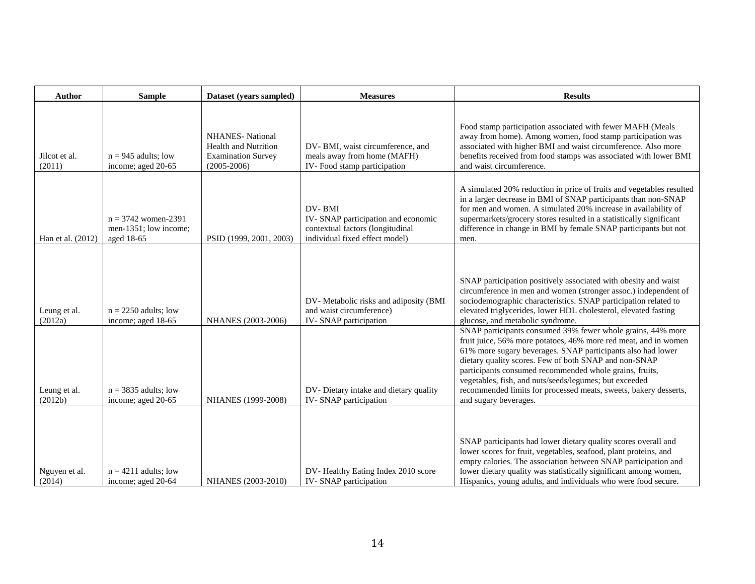| Author | Sample | Dataset (years sampled) | Measures | Results |
|---|---|---|---|---|
| Jilcot et al. (2011) | n = 945 adults; low income; aged 20-65 | NHANES- National Health and Nutrition Examination Survey (2005-2006) | DV- BMI, waist circumference, and meals away from home (MAFH)<br>IV- Food stamp participation | Food stamp participation associated with fewer MAFH (Meals away from home). Among women, food stamp participation was associated with higher BMI and waist circumference. Also more benefits received from food stamps was associated with lower BMI and waist circumference. |
| Han et al. (2012) | n = 3742 women-2391 men-1351; low income; aged 18-65 | PSID (1999, 2001, 2003) | DV- BMI<br>IV- SNAP participation and economic contextual factors (longitudinal individual fixed effect model) | A simulated 20% reduction in price of fruits and vegetables resulted in a larger decrease in BMI of SNAP participants than non-SNAP for men and women. A simulated 20% increase in availability of supermarkets/grocery stores resulted in a statistically significant difference in change in BMI by female SNAP participants but not men. |
| Leung et al. (2012a) | n = 2250 adults; low income; aged 18-65 | NHANES (2003-2006) | DV- Metabolic risks and adiposity (BMI and waist circumference)<br>IV- SNAP participation | SNAP participation positively associated with obesity and waist circumference in men and women (stronger assoc.) independent of sociodemographic characteristics. SNAP participation related to elevated triglycerides, lower HDL cholesterol, elevated fasting glucose, and metabolic syndrome. |
| Leung et al. (2012b) | n = 3835 adults; low income; aged 20-65 | NHANES (1999-2008) | DV- Dietary intake and dietary quality<br>IV- SNAP participation | SNAP participants consumed 39% fewer whole grains, 44% more fruit juice, 56% more potatoes, 46% more red meat, and in women 61% more sugary beverages. SNAP participants also had lower dietary quality scores. Few of both SNAP and non-SNAP participants consumed recommended whole grains, fruits, vegetables, fish, and nuts/seeds/legumes; but exceeded recommended limits for processed meats, sweets, bakery desserts, and sugary beverages. |
| Nguyen et al. (2014) | n = 4211 adults; low income; aged 20-64 | NHANES (2003-2010) | DV- Healthy Eating Index 2010 score<br>IV- SNAP participation | SNAP participants had lower dietary quality scores overall and lower scores for fruit, vegetables, seafood, plant proteins, and empty calories. The association between SNAP participation and lower dietary quality was statistically significant among women, Hispanics, young adults, and individuals who were food secure. |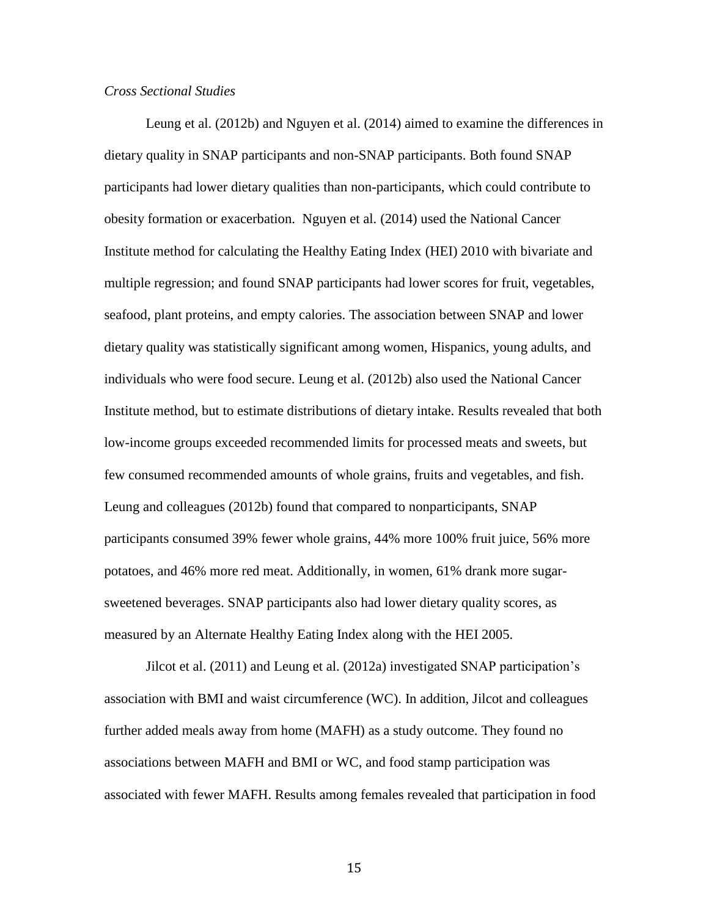*Cross Sectional Studies*

Leung et al. (2012b) and Nguyen et al. (2014) aimed to examine the differences in dietary quality in SNAP participants and non-SNAP participants. Both found SNAP participants had lower dietary qualities than non-participants, which could contribute to obesity formation or exacerbation. Nguyen et al. (2014) used the National Cancer Institute method for calculating the Healthy Eating Index (HEI) 2010 with bivariate and multiple regression; and found SNAP participants had lower scores for fruit, vegetables, seafood, plant proteins, and empty calories. The association between SNAP and lower dietary quality was statistically significant among women, Hispanics, young adults, and individuals who were food secure. Leung et al. (2012b) also used the National Cancer Institute method, but to estimate distributions of dietary intake. Results revealed that both low-income groups exceeded recommended limits for processed meats and sweets, but few consumed recommended amounts of whole grains, fruits and vegetables, and fish. Leung and colleagues (2012b) found that compared to nonparticipants, SNAP participants consumed 39% fewer whole grains, 44% more 100% fruit juice, 56% more potatoes, and 46% more red meat. Additionally, in women, 61% drank more sugar-sweetened beverages. SNAP participants also had lower dietary quality scores, as measured by an Alternate Healthy Eating Index along with the HEI 2005.

Jilcot et al. (2011) and Leung et al. (2012a) investigated SNAP participation's association with BMI and waist circumference (WC). In addition, Jilcot and colleagues further added meals away from home (MAFH) as a study outcome. They found no associations between MAFH and BMI or WC, and food stamp participation was associated with fewer MAFH. Results among females revealed that participation in food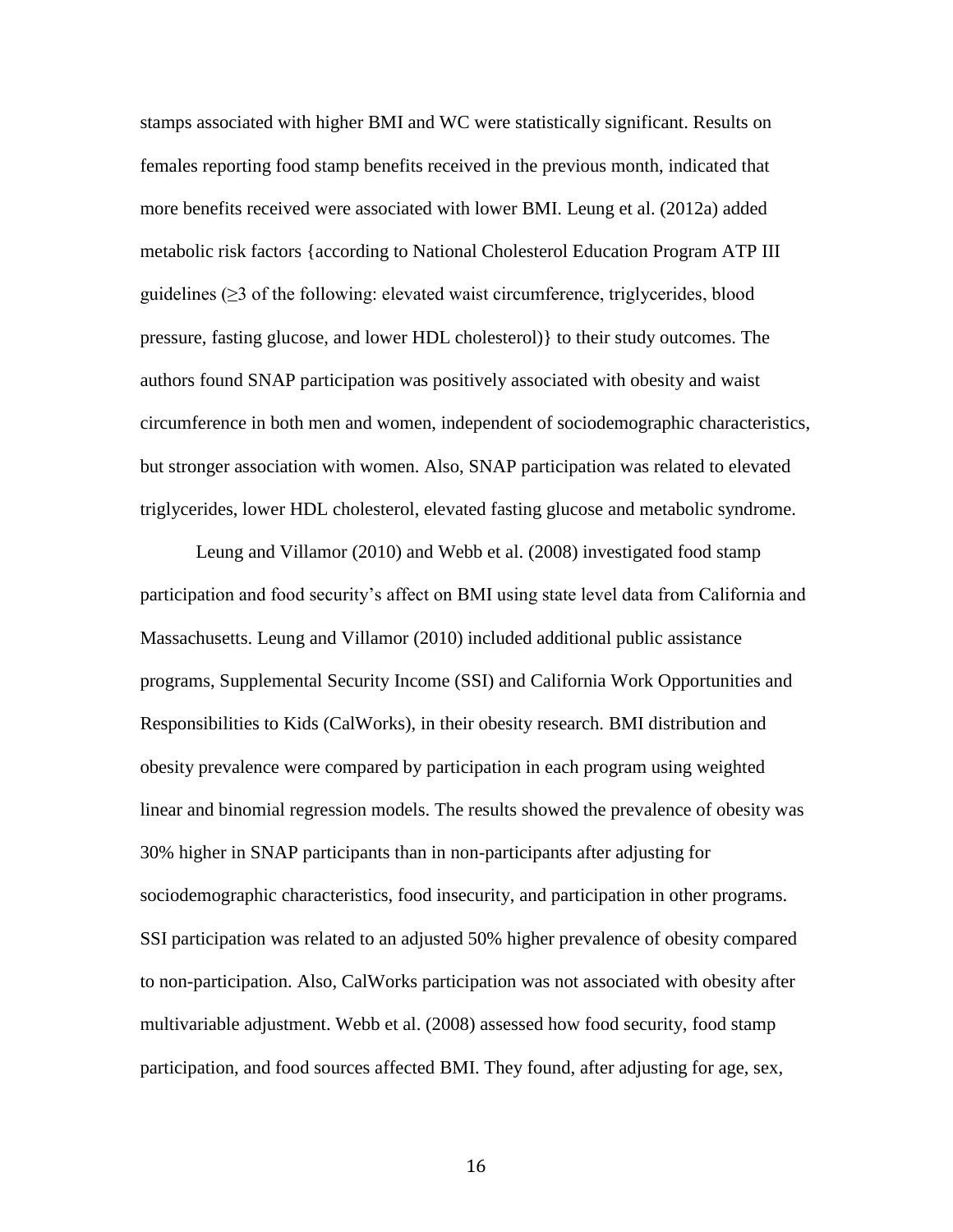stamps associated with higher BMI and WC were statistically significant. Results on females reporting food stamp benefits received in the previous month, indicated that more benefits received were associated with lower BMI. Leung et al. (2012a) added metabolic risk factors {according to National Cholesterol Education Program ATP III guidelines (≥3 of the following: elevated waist circumference, triglycerides, blood pressure, fasting glucose, and lower HDL cholesterol)} to their study outcomes. The authors found SNAP participation was positively associated with obesity and waist circumference in both men and women, independent of sociodemographic characteristics, but stronger association with women. Also, SNAP participation was related to elevated triglycerides, lower HDL cholesterol, elevated fasting glucose and metabolic syndrome.

Leung and Villamor (2010) and Webb et al. (2008) investigated food stamp participation and food security's affect on BMI using state level data from California and Massachusetts. Leung and Villamor (2010) included additional public assistance programs, Supplemental Security Income (SSI) and California Work Opportunities and Responsibilities to Kids (CalWorks), in their obesity research. BMI distribution and obesity prevalence were compared by participation in each program using weighted linear and binomial regression models. The results showed the prevalence of obesity was 30% higher in SNAP participants than in non-participants after adjusting for sociodemographic characteristics, food insecurity, and participation in other programs. SSI participation was related to an adjusted 50% higher prevalence of obesity compared to non-participation. Also, CalWorks participation was not associated with obesity after multivariable adjustment. Webb et al. (2008) assessed how food security, food stamp participation, and food sources affected BMI. They found, after adjusting for age, sex,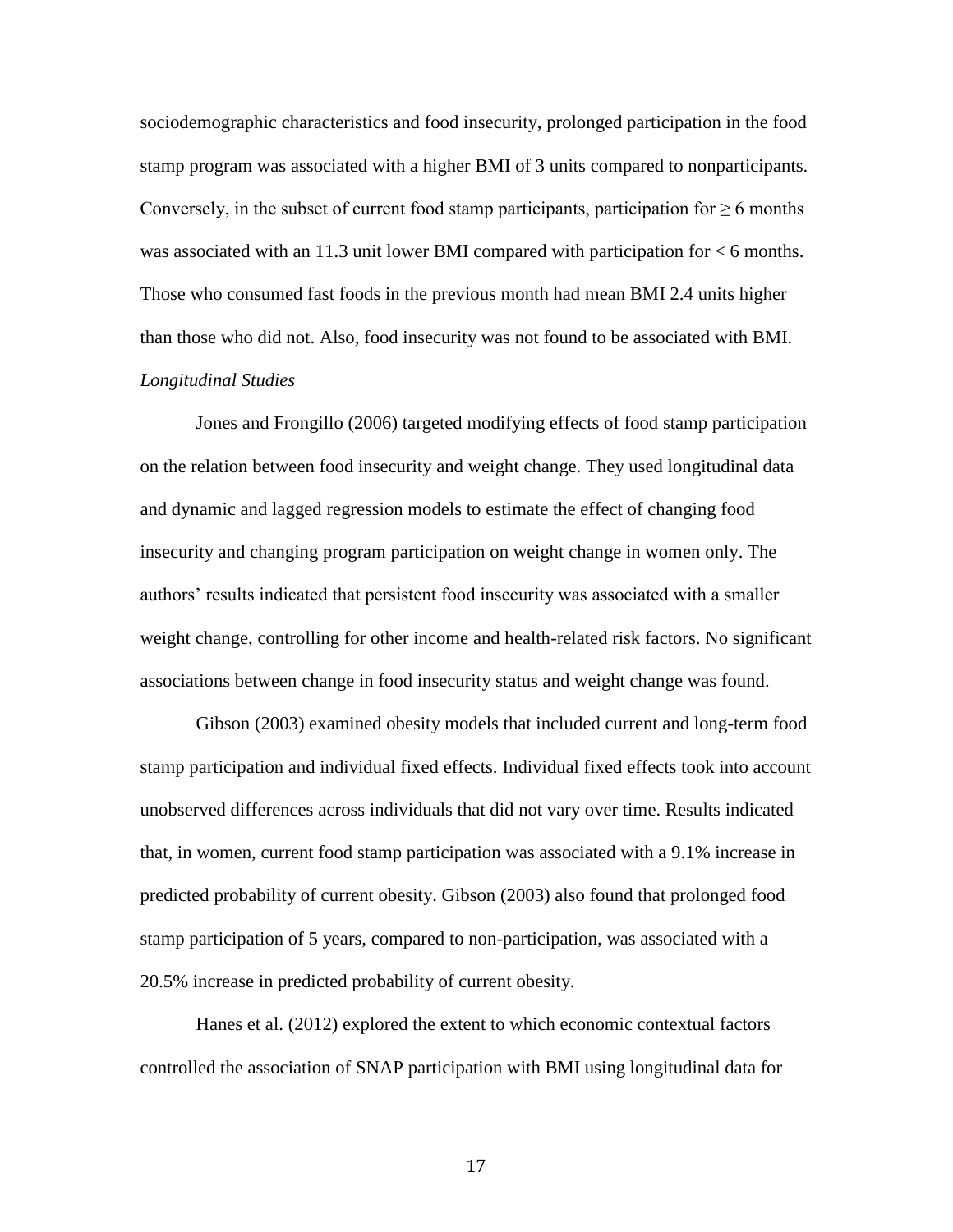sociodemographic characteristics and food insecurity, prolonged participation in the food stamp program was associated with a higher BMI of 3 units compared to nonparticipants. Conversely, in the subset of current food stamp participants, participation for $\geq$ 6 months was associated with an 11.3 unit lower BMI compared with participation for < 6 months. Those who consumed fast foods in the previous month had mean BMI 2.4 units higher than those who did not. Also, food insecurity was not found to be associated with BMI.

*Longitudinal Studies*

Jones and Frongillo (2006) targeted modifying effects of food stamp participation on the relation between food insecurity and weight change. They used longitudinal data and dynamic and lagged regression models to estimate the effect of changing food insecurity and changing program participation on weight change in women only. The authors' results indicated that persistent food insecurity was associated with a smaller weight change, controlling for other income and health-related risk factors. No significant associations between change in food insecurity status and weight change was found.

Gibson (2003) examined obesity models that included current and long-term food stamp participation and individual fixed effects. Individual fixed effects took into account unobserved differences across individuals that did not vary over time. Results indicated that, in women, current food stamp participation was associated with a 9.1% increase in predicted probability of current obesity. Gibson (2003) also found that prolonged food stamp participation of 5 years, compared to non-participation, was associated with a 20.5% increase in predicted probability of current obesity.

Hanes et al. (2012) explored the extent to which economic contextual factors controlled the association of SNAP participation with BMI using longitudinal data for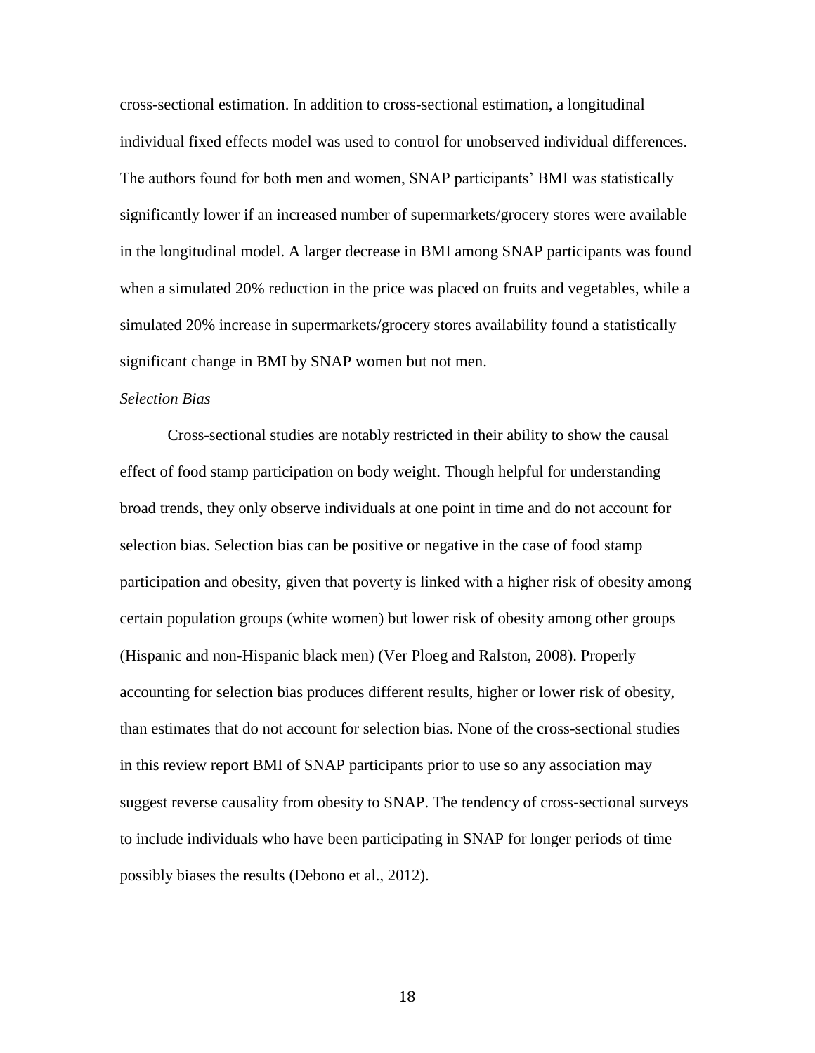cross-sectional estimation. In addition to cross-sectional estimation, a longitudinal individual fixed effects model was used to control for unobserved individual differences. The authors found for both men and women, SNAP participants' BMI was statistically significantly lower if an increased number of supermarkets/grocery stores were available in the longitudinal model. A larger decrease in BMI among SNAP participants was found when a simulated 20% reduction in the price was placed on fruits and vegetables, while a simulated 20% increase in supermarkets/grocery stores availability found a statistically significant change in BMI by SNAP women but not men.

*Selection Bias*

Cross-sectional studies are notably restricted in their ability to show the causal effect of food stamp participation on body weight. Though helpful for understanding broad trends, they only observe individuals at one point in time and do not account for selection bias. Selection bias can be positive or negative in the case of food stamp participation and obesity, given that poverty is linked with a higher risk of obesity among certain population groups (white women) but lower risk of obesity among other groups (Hispanic and non-Hispanic black men) (Ver Ploeg and Ralston, 2008). Properly accounting for selection bias produces different results, higher or lower risk of obesity, than estimates that do not account for selection bias. None of the cross-sectional studies in this review report BMI of SNAP participants prior to use so any association may suggest reverse causality from obesity to SNAP. The tendency of cross-sectional surveys to include individuals who have been participating in SNAP for longer periods of time possibly biases the results (Debono et al., 2012).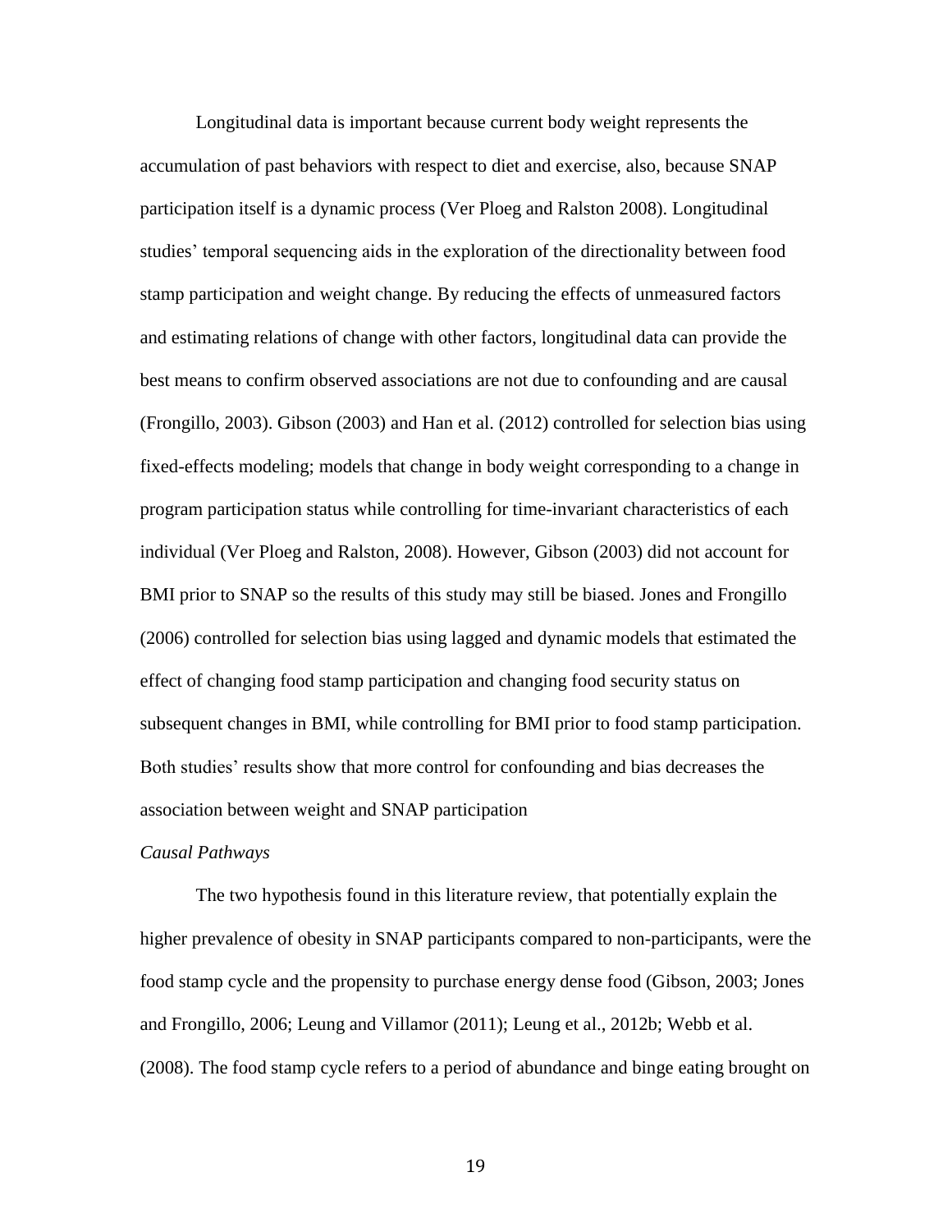Longitudinal data is important because current body weight represents the accumulation of past behaviors with respect to diet and exercise, also, because SNAP participation itself is a dynamic process (Ver Ploeg and Ralston 2008). Longitudinal studies' temporal sequencing aids in the exploration of the directionality between food stamp participation and weight change. By reducing the effects of unmeasured factors and estimating relations of change with other factors, longitudinal data can provide the best means to confirm observed associations are not due to confounding and are causal (Frongillo, 2003). Gibson (2003) and Han et al. (2012) controlled for selection bias using fixed-effects modeling; models that change in body weight corresponding to a change in program participation status while controlling for time-invariant characteristics of each individual (Ver Ploeg and Ralston, 2008). However, Gibson (2003) did not account for BMI prior to SNAP so the results of this study may still be biased. Jones and Frongillo (2006) controlled for selection bias using lagged and dynamic models that estimated the effect of changing food stamp participation and changing food security status on subsequent changes in BMI, while controlling for BMI prior to food stamp participation. Both studies' results show that more control for confounding and bias decreases the association between weight and SNAP participation

*Causal Pathways*

The two hypothesis found in this literature review, that potentially explain the higher prevalence of obesity in SNAP participants compared to non-participants, were the food stamp cycle and the propensity to purchase energy dense food (Gibson, 2003; Jones and Frongillo, 2006; Leung and Villamor (2011); Leung et al., 2012b; Webb et al. (2008). The food stamp cycle refers to a period of abundance and binge eating brought on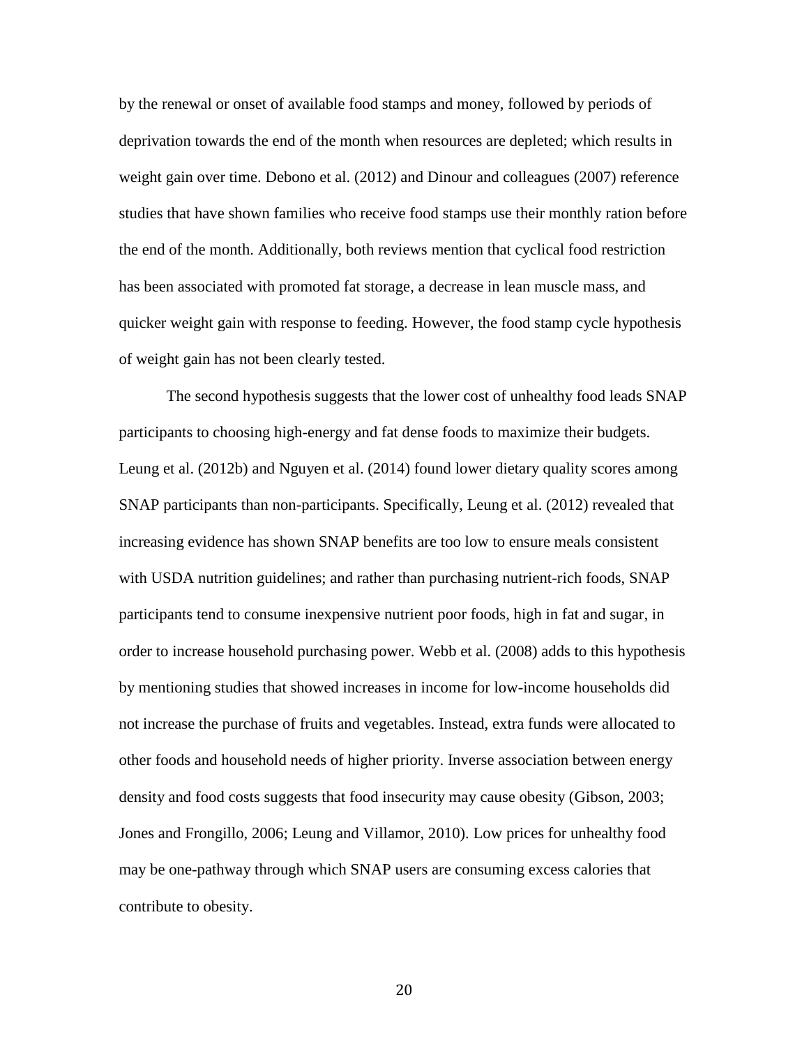by the renewal or onset of available food stamps and money, followed by periods of deprivation towards the end of the month when resources are depleted; which results in weight gain over time. Debono et al. (2012) and Dinour and colleagues (2007) reference studies that have shown families who receive food stamps use their monthly ration before the end of the month. Additionally, both reviews mention that cyclical food restriction has been associated with promoted fat storage, a decrease in lean muscle mass, and quicker weight gain with response to feeding. However, the food stamp cycle hypothesis of weight gain has not been clearly tested.

The second hypothesis suggests that the lower cost of unhealthy food leads SNAP participants to choosing high-energy and fat dense foods to maximize their budgets. Leung et al. (2012b) and Nguyen et al. (2014) found lower dietary quality scores among SNAP participants than non-participants. Specifically, Leung et al. (2012) revealed that increasing evidence has shown SNAP benefits are too low to ensure meals consistent with USDA nutrition guidelines; and rather than purchasing nutrient-rich foods, SNAP participants tend to consume inexpensive nutrient poor foods, high in fat and sugar, in order to increase household purchasing power. Webb et al. (2008) adds to this hypothesis by mentioning studies that showed increases in income for low-income households did not increase the purchase of fruits and vegetables. Instead, extra funds were allocated to other foods and household needs of higher priority. Inverse association between energy density and food costs suggests that food insecurity may cause obesity (Gibson, 2003; Jones and Frongillo, 2006; Leung and Villamor, 2010). Low prices for unhealthy food may be one-pathway through which SNAP users are consuming excess calories that contribute to obesity.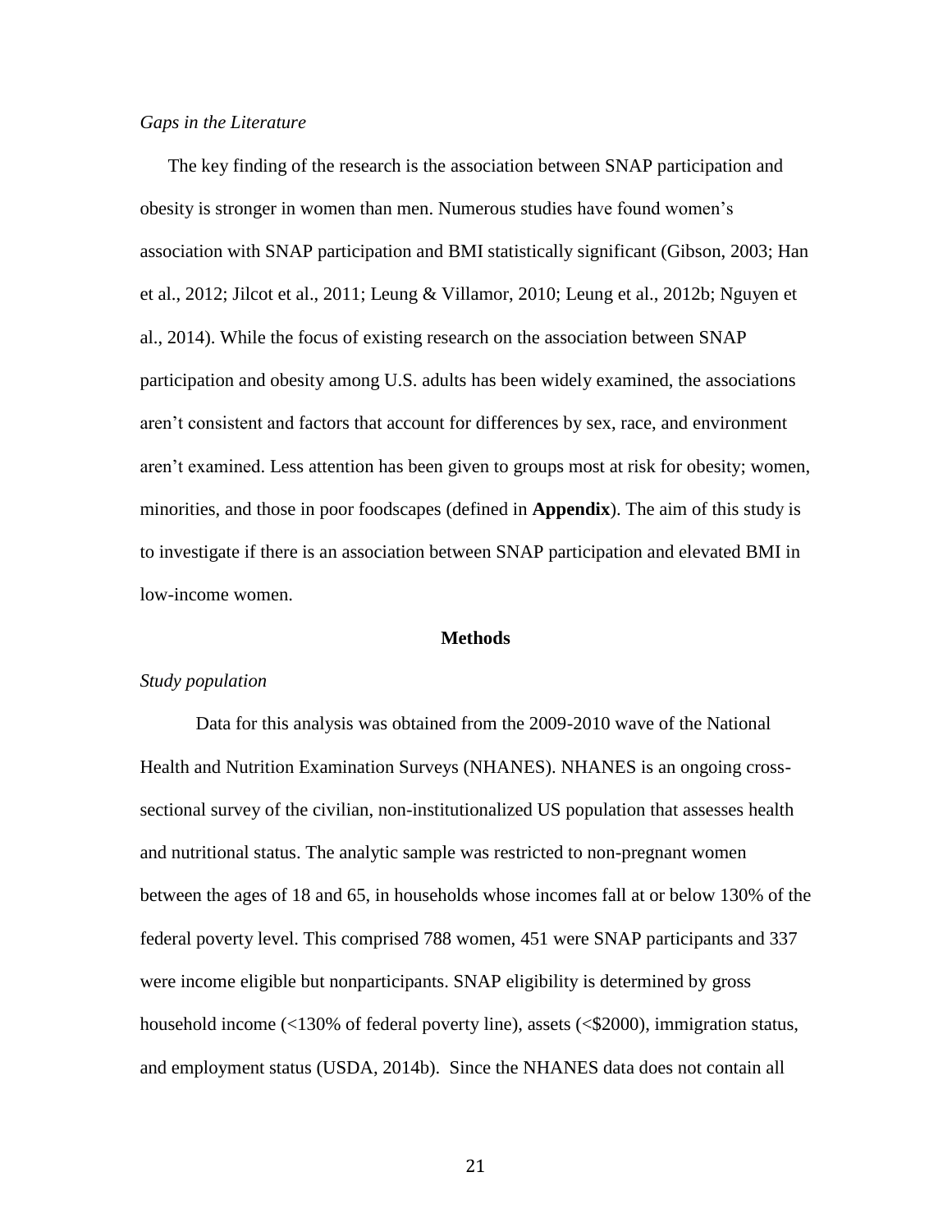*Gaps in the Literature*

The key finding of the research is the association between SNAP participation and obesity is stronger in women than men. Numerous studies have found women's association with SNAP participation and BMI statistically significant (Gibson, 2003; Han et al., 2012; Jilcot et al., 2011; Leung & Villamor, 2010; Leung et al., 2012b; Nguyen et al., 2014). While the focus of existing research on the association between SNAP participation and obesity among U.S. adults has been widely examined, the associations aren't consistent and factors that account for differences by sex, race, and environment aren't examined. Less attention has been given to groups most at risk for obesity; women, minorities, and those in poor foodscapes (defined in **Appendix**). The aim of this study is to investigate if there is an association between SNAP participation and elevated BMI in low-income women.

## Methods

*Study population*

Data for this analysis was obtained from the 2009-2010 wave of the National Health and Nutrition Examination Surveys (NHANES). NHANES is an ongoing cross-sectional survey of the civilian, non-institutionalized US population that assesses health and nutritional status. The analytic sample was restricted to non-pregnant women between the ages of 18 and 65, in households whose incomes fall at or below 130% of the federal poverty level. This comprised 788 women, 451 were SNAP participants and 337 were income eligible but nonparticipants. SNAP eligibility is determined by gross household income (<130% of federal poverty line), assets (<$2000), immigration status, and employment status (USDA, 2014b). Since the NHANES data does not contain all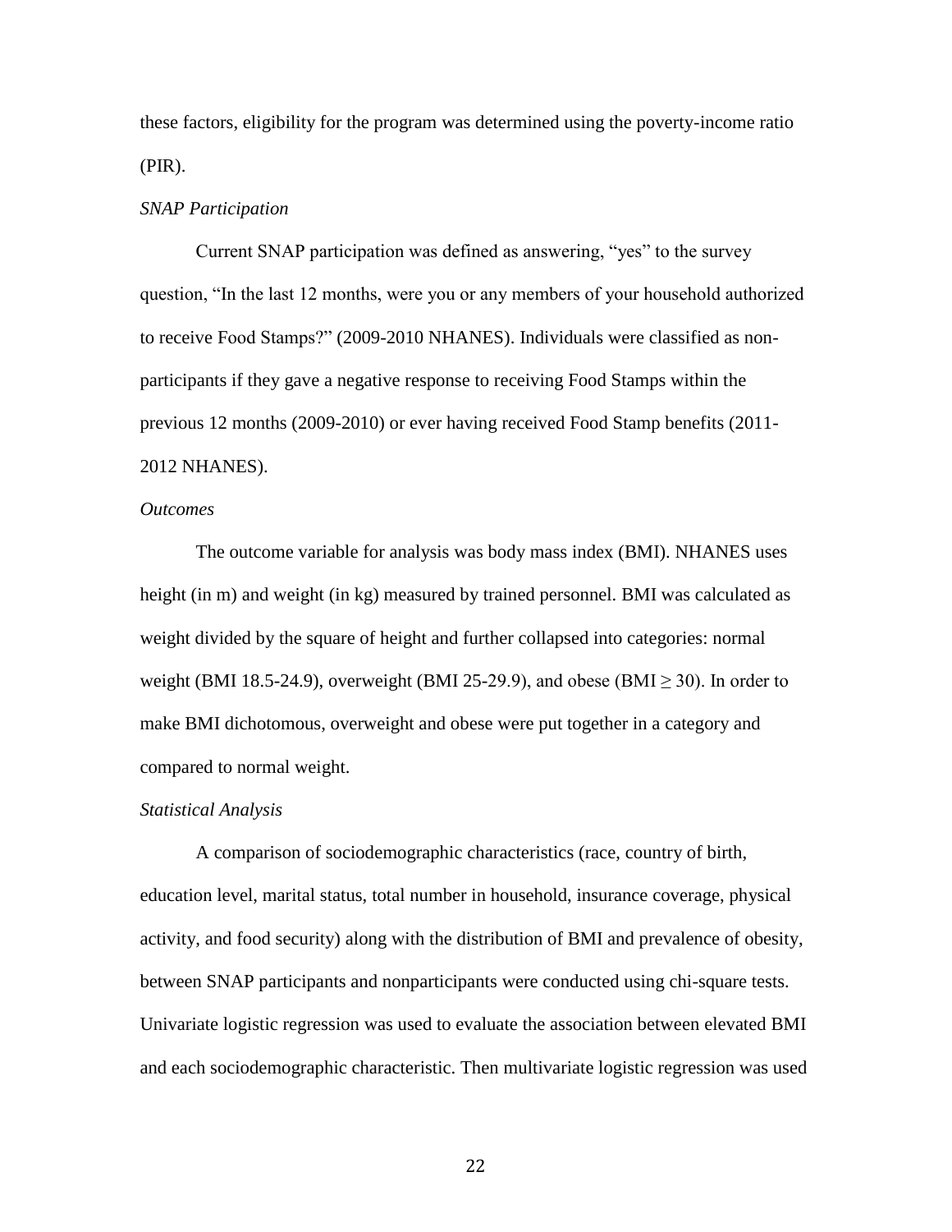these factors, eligibility for the program was determined using the poverty-income ratio (PIR).

*SNAP Participation*

Current SNAP participation was defined as answering, "yes" to the survey question, "In the last 12 months, were you or any members of your household authorized to receive Food Stamps?" (2009-2010 NHANES). Individuals were classified as non-participants if they gave a negative response to receiving Food Stamps within the previous 12 months (2009-2010) or ever having received Food Stamp benefits (2011-2012 NHANES).

*Outcomes*

The outcome variable for analysis was body mass index (BMI). NHANES uses height (in m) and weight (in kg) measured by trained personnel. BMI was calculated as weight divided by the square of height and further collapsed into categories: normal weight (BMI 18.5-24.9), overweight (BMI 25-29.9), and obese (BMI $\geq$ 30). In order to make BMI dichotomous, overweight and obese were put together in a category and compared to normal weight.

*Statistical Analysis*

A comparison of sociodemographic characteristics (race, country of birth, education level, marital status, total number in household, insurance coverage, physical activity, and food security) along with the distribution of BMI and prevalence of obesity, between SNAP participants and nonparticipants were conducted using chi-square tests. Univariate logistic regression was used to evaluate the association between elevated BMI and each sociodemographic characteristic. Then multivariate logistic regression was used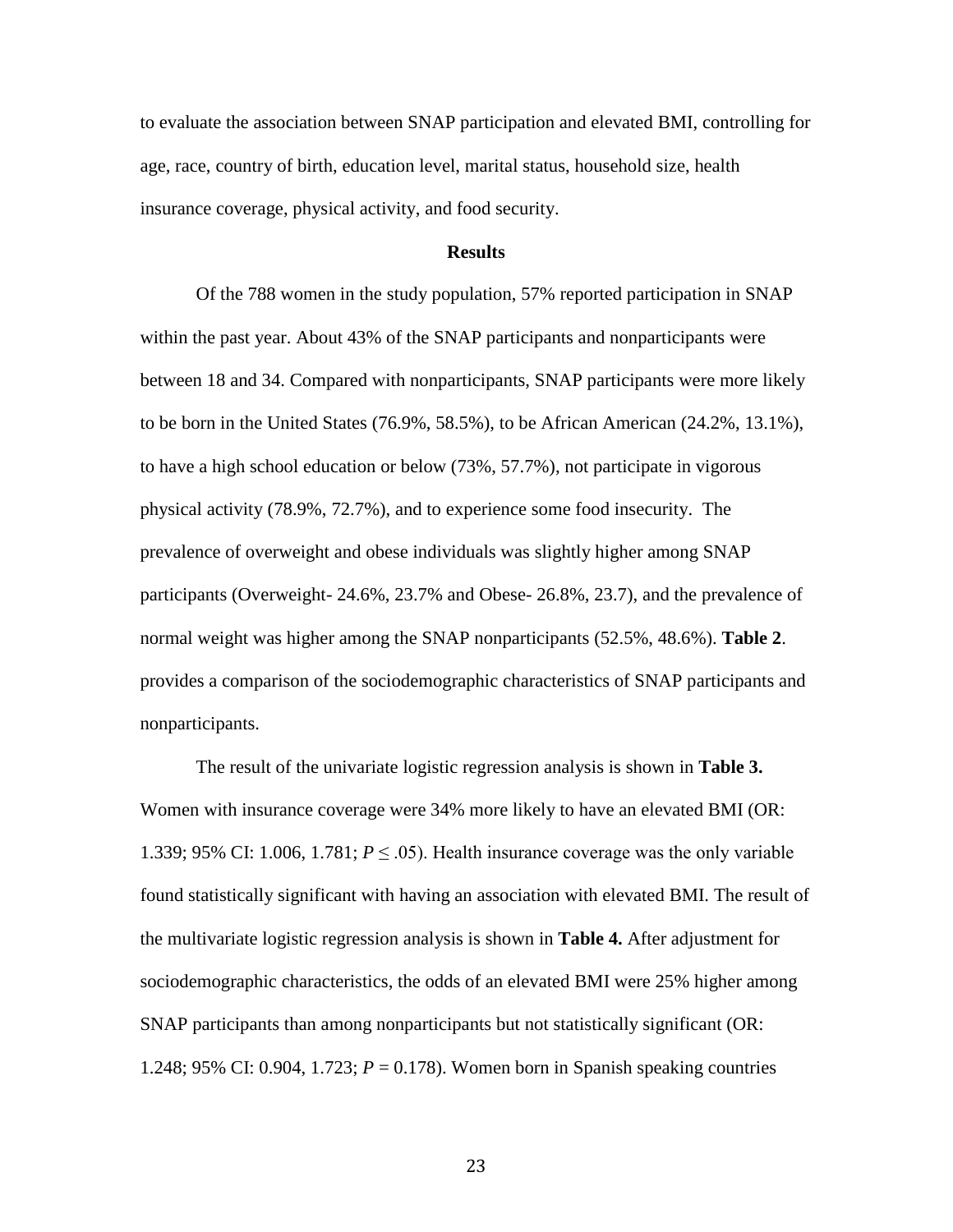to evaluate the association between SNAP participation and elevated BMI, controlling for age, race, country of birth, education level, marital status, household size, health insurance coverage, physical activity, and food security.

## Results

Of the 788 women in the study population, 57% reported participation in SNAP within the past year. About 43% of the SNAP participants and nonparticipants were between 18 and 34. Compared with nonparticipants, SNAP participants were more likely to be born in the United States (76.9%, 58.5%), to be African American (24.2%, 13.1%), to have a high school education or below (73%, 57.7%), not participate in vigorous physical activity (78.9%, 72.7%), and to experience some food insecurity. The prevalence of overweight and obese individuals was slightly higher among SNAP participants (Overweight- 24.6%, 23.7% and Obese- 26.8%, 23.7), and the prevalence of normal weight was higher among the SNAP nonparticipants (52.5%, 48.6%). **Table 2**. provides a comparison of the sociodemographic characteristics of SNAP participants and nonparticipants.

The result of the univariate logistic regression analysis is shown in **Table 3.** Women with insurance coverage were 34% more likely to have an elevated BMI (OR: 1.339; 95% CI: 1.006, 1.781; $P \leq .05$). Health insurance coverage was the only variable found statistically significant with having an association with elevated BMI. The result of the multivariate logistic regression analysis is shown in **Table 4.** After adjustment for sociodemographic characteristics, the odds of an elevated BMI were 25% higher among SNAP participants than among nonparticipants but not statistically significant (OR: 1.248; 95% CI: 0.904, 1.723; $P = 0.178$). Women born in Spanish speaking countries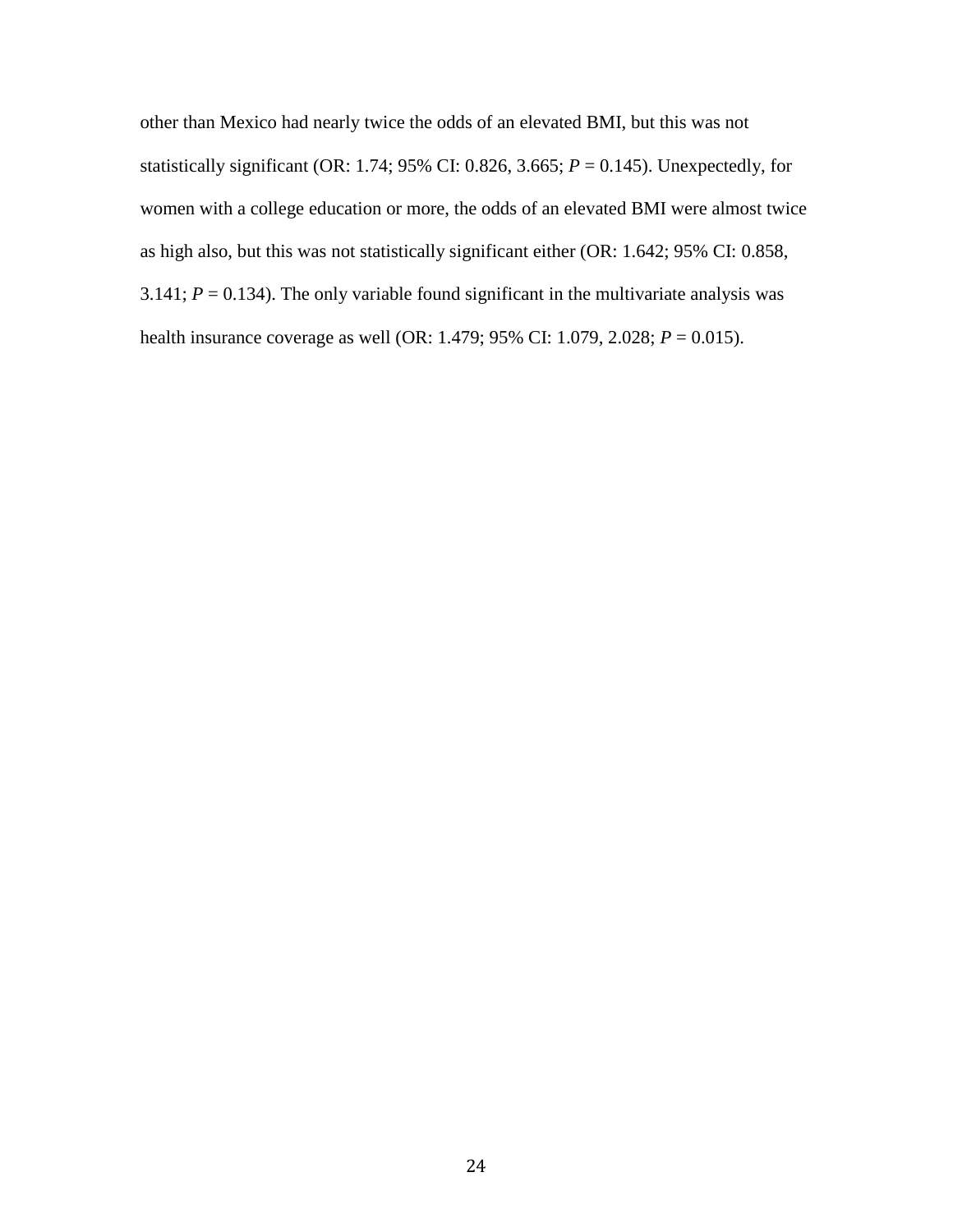other than Mexico had nearly twice the odds of an elevated BMI, but this was not statistically significant (OR: 1.74; 95% CI: 0.826, 3.665; $P = 0.145$). Unexpectedly, for women with a college education or more, the odds of an elevated BMI were almost twice as high also, but this was not statistically significant either (OR: 1.642; 95% CI: 0.858, 3.141; $P = 0.134$). The only variable found significant in the multivariate analysis was health insurance coverage as well (OR: 1.479; 95% CI: 1.079, 2.028; $P = 0.015$).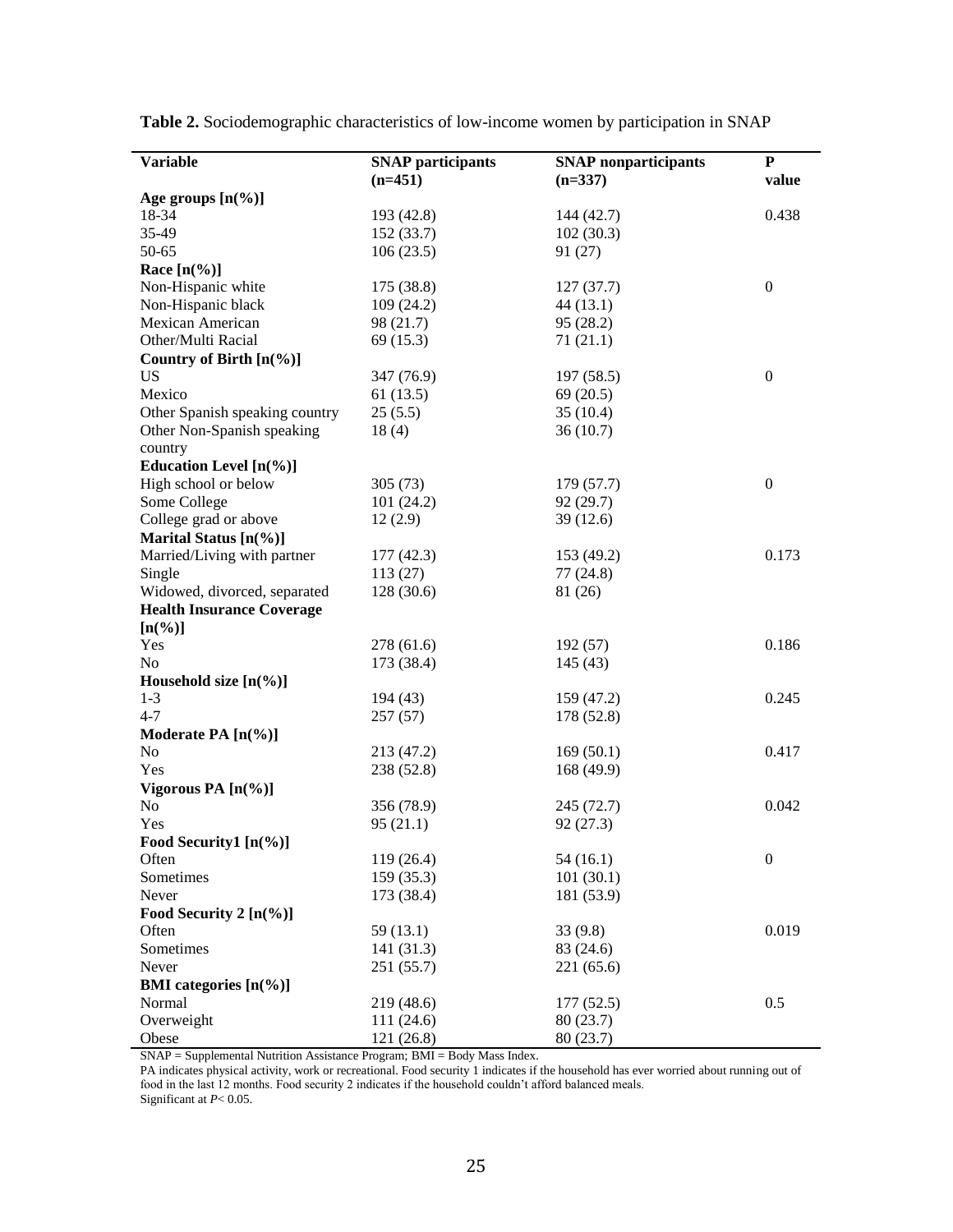**Table 2.** Sociodemographic characteristics of low-income women by participation in SNAP

| Variable | SNAP participants (n=451) | SNAP nonparticipants (n=337) | P value |
|---|---|---|---|
| **Age groups [n(%)]** | | | |
| 18-34 | 193 (42.8) | 144 (42.7) | 0.438 |
| 35-49 | 152 (33.7) | 102 (30.3) | |
| 50-65 | 106 (23.5) | 91 (27) | |
| **Race [n(%)]** | | | |
| Non-Hispanic white | 175 (38.8) | 127 (37.7) | 0 |
| Non-Hispanic black | 109 (24.2) | 44 (13.1) | |
| Mexican American | 98 (21.7) | 95 (28.2) | |
| Other/Multi Racial | 69 (15.3) | 71 (21.1) | |
| **Country of Birth [n(%)]** | | | |
| US | 347 (76.9) | 197 (58.5) | 0 |
| Mexico | 61 (13.5) | 69 (20.5) | |
| Other Spanish speaking country | 25 (5.5) | 35 (10.4) | |
| Other Non-Spanish speaking country | 18 (4) | 36 (10.7) | |
| **Education Level [n(%)]** | | | |
| High school or below | 305 (73) | 179 (57.7) | 0 |
| Some College | 101 (24.2) | 92 (29.7) | |
| College grad or above | 12 (2.9) | 39 (12.6) | |
| **Marital Status [n(%)]** | | | |
| Married/Living with partner | 177 (42.3) | 153 (49.2) | 0.173 |
| Single | 113 (27) | 77 (24.8) | |
| Widowed, divorced, separated | 128 (30.6) | 81 (26) | |
| **Health Insurance Coverage [n(%)]** | | | |
| Yes | 278 (61.6) | 192 (57) | 0.186 |
| No | 173 (38.4) | 145 (43) | |
| **Household size [n(%)]** | | | |
| 1-3 | 194 (43) | 159 (47.2) | 0.245 |
| 4-7 | 257 (57) | 178 (52.8) | |
| **Moderate PA [n(%)]** | | | |
| No | 213 (47.2) | 169 (50.1) | 0.417 |
| Yes | 238 (52.8) | 168 (49.9) | |
| **Vigorous PA [n(%)]** | | | |
| No | 356 (78.9) | 245 (72.7) | 0.042 |
| Yes | 95 (21.1) | 92 (27.3) | |
| **Food Security1 [n(%)]** | | | |
| Often | 119 (26.4) | 54 (16.1) | 0 |
| Sometimes | 159 (35.3) | 101 (30.1) | |
| Never | 173 (38.4) | 181 (53.9) | |
| **Food Security 2 [n(%)]** | | | |
| Often | 59 (13.1) | 33 (9.8) | 0.019 |
| Sometimes | 141 (31.3) | 83 (24.6) | |
| Never | 251 (55.7) | 221 (65.6) | |
| **BMI categories [n(%)]** | | | |
| Normal | 219 (48.6) | 177 (52.5) | 0.5 |
| Overweight | 111 (24.6) | 80 (23.7) | |
| Obese | 121 (26.8) | 80 (23.7) | |

SNAP = Supplemental Nutrition Assistance Program; BMI = Body Mass Index.
PA indicates physical activity, work or recreational. Food security 1 indicates if the household has ever worried about running out of food in the last 12 months. Food security 2 indicates if the household couldn't afford balanced meals.
Significant at $P < 0.05$.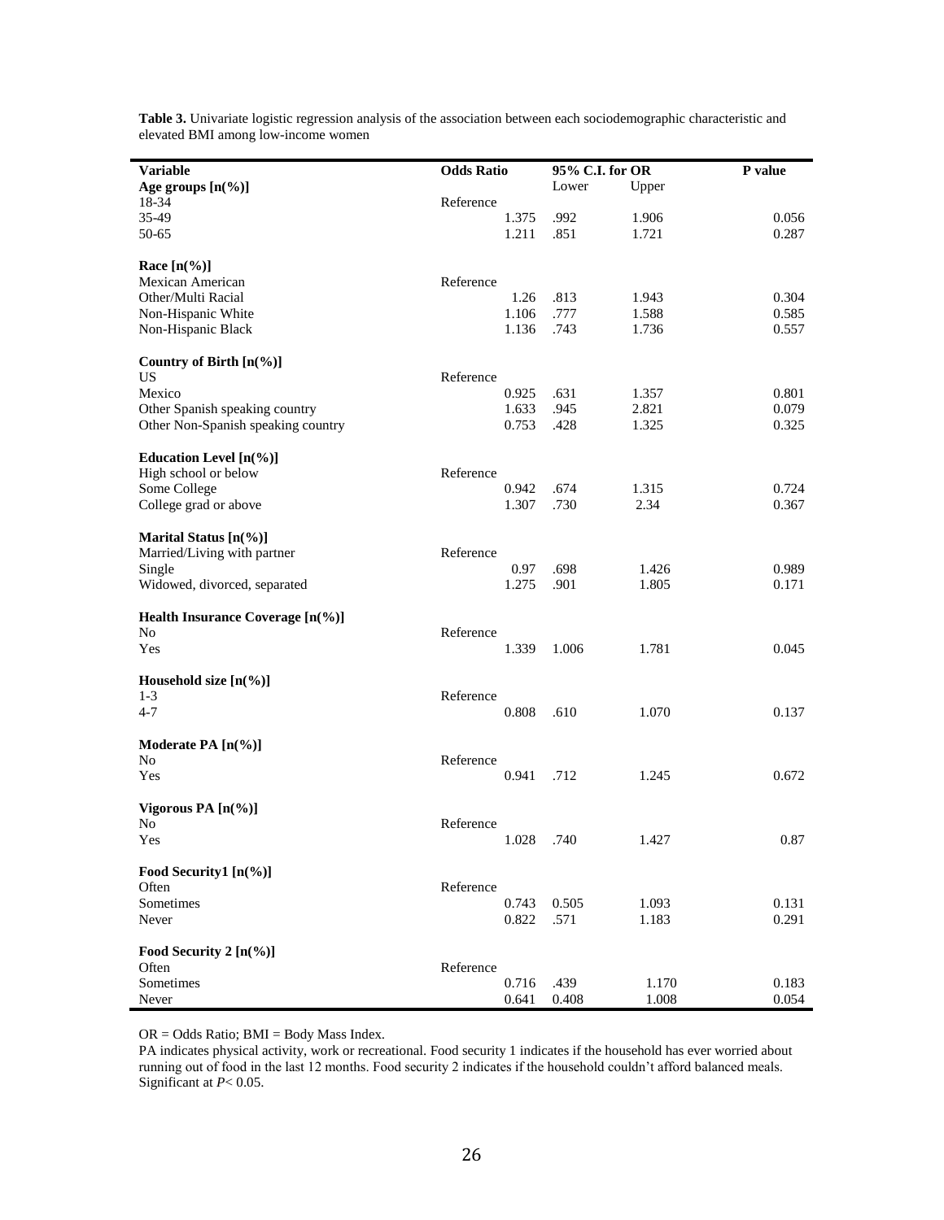**Table 3.** Univariate logistic regression analysis of the association between each sociodemographic characteristic and elevated BMI among low-income women

| Variable | Odds Ratio | 95% C.I. for OR | | P value |
|---|---|---|---|---|
| | | Lower | Upper | |
| **Age groups [n(%)]** | | | | |
| 18-34 | Reference | | | |
| 35-49 | 1.375 | .992 | 1.906 | 0.056 |
| 50-65 | 1.211 | .851 | 1.721 | 0.287 |
| **Race [n(%)]** | | | | |
| Mexican American | Reference | | | |
| Other/Multi Racial | 1.26 | .813 | 1.943 | 0.304 |
| Non-Hispanic White | 1.106 | .777 | 1.588 | 0.585 |
| Non-Hispanic Black | 1.136 | .743 | 1.736 | 0.557 |
| **Country of Birth [n(%)]** | | | | |
| US | Reference | | | |
| Mexico | 0.925 | .631 | 1.357 | 0.801 |
| Other Spanish speaking country | 1.633 | .945 | 2.821 | 0.079 |
| Other Non-Spanish speaking country | 0.753 | .428 | 1.325 | 0.325 |
| **Education Level [n(%)]** | | | | |
| High school or below | Reference | | | |
| Some College | 0.942 | .674 | 1.315 | 0.724 |
| College grad or above | 1.307 | .730 | 2.34 | 0.367 |
| **Marital Status [n(%)]** | | | | |
| Married/Living with partner | Reference | | | |
| Single | 0.97 | .698 | 1.426 | 0.989 |
| Widowed, divorced, separated | 1.275 | .901 | 1.805 | 0.171 |
| **Health Insurance Coverage [n(%)]** | | | | |
| No | Reference | | | |
| Yes | 1.339 | 1.006 | 1.781 | 0.045 |
| **Household size [n(%)]** | | | | |
| 1-3 | Reference | | | |
| 4-7 | 0.808 | .610 | 1.070 | 0.137 |
| **Moderate PA [n(%)]** | | | | |
| No | Reference | | | |
| Yes | 0.941 | .712 | 1.245 | 0.672 |
| **Vigorous PA [n(%)]** | | | | |
| No | Reference | | | |
| Yes | 1.028 | .740 | 1.427 | 0.87 |
| **Food Security1 [n(%)]** | | | | |
| Often | Reference | | | |
| Sometimes | 0.743 | 0.505 | 1.093 | 0.131 |
| Never | 0.822 | .571 | 1.183 | 0.291 |
| **Food Security 2 [n(%)]** | | | | |
| Often | Reference | | | |
| Sometimes | 0.716 | .439 | 1.170 | 0.183 |
| Never | 0.641 | 0.408 | 1.008 | 0.054 |

OR = Odds Ratio; BMI = Body Mass Index.

PA indicates physical activity, work or recreational. Food security 1 indicates if the household has ever worried about running out of food in the last 12 months. Food security 2 indicates if the household couldn't afford balanced meals. Significant at $P < 0.05$.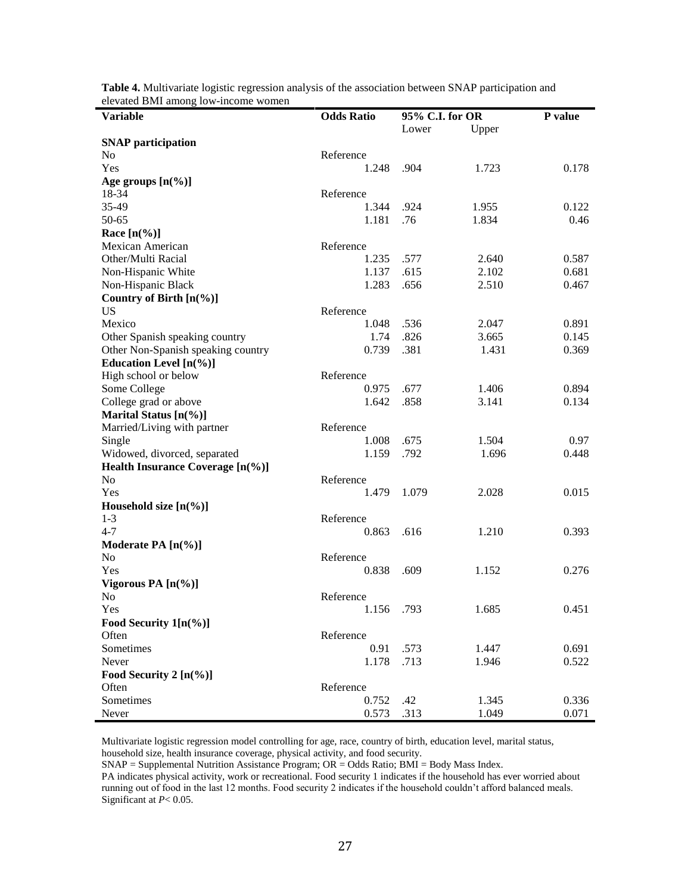**Table 4.** Multivariate logistic regression analysis of the association between SNAP participation and elevated BMI among low-income women

| Variable | Odds Ratio | 95% C.I. for OR | | P value |
|---|---|---|---|---|
| | | Lower | Upper | |
| **SNAP participation** | | | | |
| No | Reference | | | |
| Yes | 1.248 | .904 | 1.723 | 0.178 |
| **Age groups [n(%)]** | | | | |
| 18-34 | Reference | | | |
| 35-49 | 1.344 | .924 | 1.955 | 0.122 |
| 50-65 | 1.181 | .76 | 1.834 | 0.46 |
| **Race [n(%)]** | | | | |
| Mexican American | Reference | | | |
| Other/Multi Racial | 1.235 | .577 | 2.640 | 0.587 |
| Non-Hispanic White | 1.137 | .615 | 2.102 | 0.681 |
| Non-Hispanic Black | 1.283 | .656 | 2.510 | 0.467 |
| **Country of Birth [n(%)]** | | | | |
| US | Reference | | | |
| Mexico | 1.048 | .536 | 2.047 | 0.891 |
| Other Spanish speaking country | 1.74 | .826 | 3.665 | 0.145 |
| Other Non-Spanish speaking country | 0.739 | .381 | 1.431 | 0.369 |
| **Education Level [n(%)]** | | | | |
| High school or below | Reference | | | |
| Some College | 0.975 | .677 | 1.406 | 0.894 |
| College grad or above | 1.642 | .858 | 3.141 | 0.134 |
| **Marital Status [n(%)]** | | | | |
| Married/Living with partner | Reference | | | |
| Single | 1.008 | .675 | 1.504 | 0.97 |
| Widowed, divorced, separated | 1.159 | .792 | 1.696 | 0.448 |
| **Health Insurance Coverage [n(%)]** | | | | |
| No | Reference | | | |
| Yes | 1.479 | 1.079 | 2.028 | 0.015 |
| **Household size [n(%)]** | | | | |
| 1-3 | Reference | | | |
| 4-7 | 0.863 | .616 | 1.210 | 0.393 |
| **Moderate PA [n(%)]** | | | | |
| No | Reference | | | |
| Yes | 0.838 | .609 | 1.152 | 0.276 |
| **Vigorous PA [n(%)]** | | | | |
| No | Reference | | | |
| Yes | 1.156 | .793 | 1.685 | 0.451 |
| **Food Security 1[n(%)]** | | | | |
| Often | Reference | | | |
| Sometimes | 0.91 | .573 | 1.447 | 0.691 |
| Never | 1.178 | .713 | 1.946 | 0.522 |
| **Food Security 2 [n(%)]** | | | | |
| Often | Reference | | | |
| Sometimes | 0.752 | .42 | 1.345 | 0.336 |
| Never | 0.573 | .313 | 1.049 | 0.071 |

Multivariate logistic regression model controlling for age, race, country of birth, education level, marital status, household size, health insurance coverage, physical activity, and food security.
SNAP = Supplemental Nutrition Assistance Program; OR = Odds Ratio; BMI = Body Mass Index.
PA indicates physical activity, work or recreational. Food security 1 indicates if the household has ever worried about running out of food in the last 12 months. Food security 2 indicates if the household couldn't afford balanced meals.
Significant at $P < 0.05$.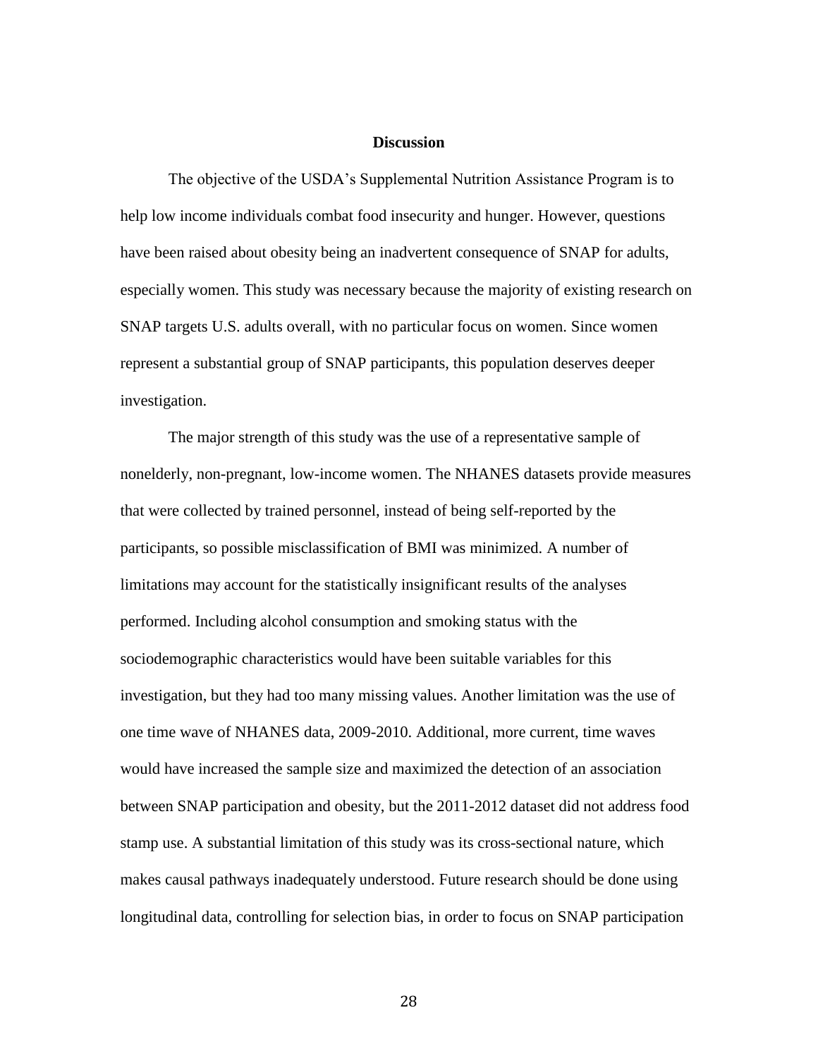## Discussion

The objective of the USDA's Supplemental Nutrition Assistance Program is to help low income individuals combat food insecurity and hunger. However, questions have been raised about obesity being an inadvertent consequence of SNAP for adults, especially women. This study was necessary because the majority of existing research on SNAP targets U.S. adults overall, with no particular focus on women. Since women represent a substantial group of SNAP participants, this population deserves deeper investigation.

The major strength of this study was the use of a representative sample of nonelderly, non-pregnant, low-income women. The NHANES datasets provide measures that were collected by trained personnel, instead of being self-reported by the participants, so possible misclassification of BMI was minimized. A number of limitations may account for the statistically insignificant results of the analyses performed. Including alcohol consumption and smoking status with the sociodemographic characteristics would have been suitable variables for this investigation, but they had too many missing values. Another limitation was the use of one time wave of NHANES data, 2009-2010. Additional, more current, time waves would have increased the sample size and maximized the detection of an association between SNAP participation and obesity, but the 2011-2012 dataset did not address food stamp use. A substantial limitation of this study was its cross-sectional nature, which makes causal pathways inadequately understood. Future research should be done using longitudinal data, controlling for selection bias, in order to focus on SNAP participation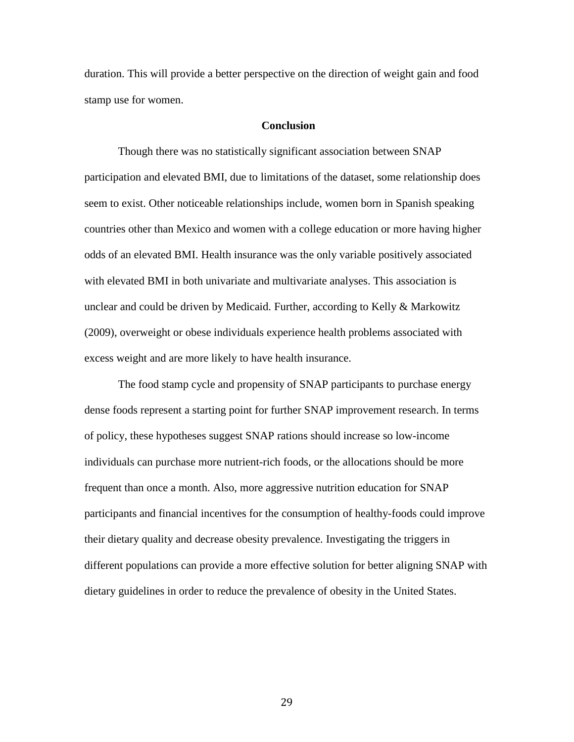duration. This will provide a better perspective on the direction of weight gain and food stamp use for women.

## Conclusion

Though there was no statistically significant association between SNAP participation and elevated BMI, due to limitations of the dataset, some relationship does seem to exist. Other noticeable relationships include, women born in Spanish speaking countries other than Mexico and women with a college education or more having higher odds of an elevated BMI. Health insurance was the only variable positively associated with elevated BMI in both univariate and multivariate analyses. This association is unclear and could be driven by Medicaid. Further, according to Kelly & Markowitz (2009), overweight or obese individuals experience health problems associated with excess weight and are more likely to have health insurance.

The food stamp cycle and propensity of SNAP participants to purchase energy dense foods represent a starting point for further SNAP improvement research. In terms of policy, these hypotheses suggest SNAP rations should increase so low-income individuals can purchase more nutrient-rich foods, or the allocations should be more frequent than once a month. Also, more aggressive nutrition education for SNAP participants and financial incentives for the consumption of healthy-foods could improve their dietary quality and decrease obesity prevalence. Investigating the triggers in different populations can provide a more effective solution for better aligning SNAP with dietary guidelines in order to reduce the prevalence of obesity in the United States.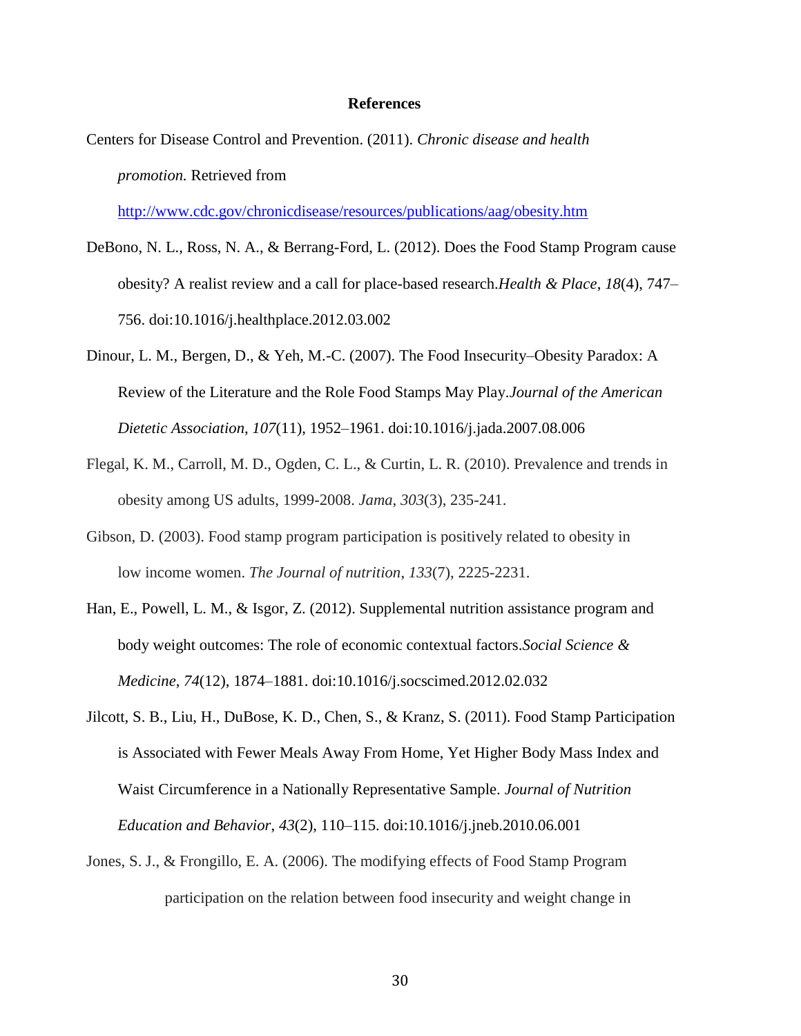**References**

Centers for Disease Control and Prevention. (2011). *Chronic disease and health promotion.* Retrieved from http://www.cdc.gov/chronicdisease/resources/publications/aag/obesity.htm

DeBono, N. L., Ross, N. A., & Berrang-Ford, L. (2012). Does the Food Stamp Program cause obesity? A realist review and a call for place-based research.*Health & Place*, *18*(4), 747–756. doi:10.1016/j.healthplace.2012.03.002

Dinour, L. M., Bergen, D., & Yeh, M.-C. (2007). The Food Insecurity–Obesity Paradox: A Review of the Literature and the Role Food Stamps May Play.*Journal of the American Dietetic Association*, *107*(11), 1952–1961. doi:10.1016/j.jada.2007.08.006

Flegal, K. M., Carroll, M. D., Ogden, C. L., & Curtin, L. R. (2010). Prevalence and trends in obesity among US adults, 1999-2008. *Jama*, *303*(3), 235-241.

Gibson, D. (2003). Food stamp program participation is positively related to obesity in low income women. *The Journal of nutrition*, *133*(7), 2225-2231.

Han, E., Powell, L. M., & Isgor, Z. (2012). Supplemental nutrition assistance program and body weight outcomes: The role of economic contextual factors.*Social Science & Medicine*, *74*(12), 1874–1881. doi:10.1016/j.socscimed.2012.02.032

Jilcott, S. B., Liu, H., DuBose, K. D., Chen, S., & Kranz, S. (2011). Food Stamp Participation is Associated with Fewer Meals Away From Home, Yet Higher Body Mass Index and Waist Circumference in a Nationally Representative Sample. *Journal of Nutrition Education and Behavior*, *43*(2), 110–115. doi:10.1016/j.jneb.2010.06.001

Jones, S. J., & Frongillo, E. A. (2006). The modifying effects of Food Stamp Program participation on the relation between food insecurity and weight change in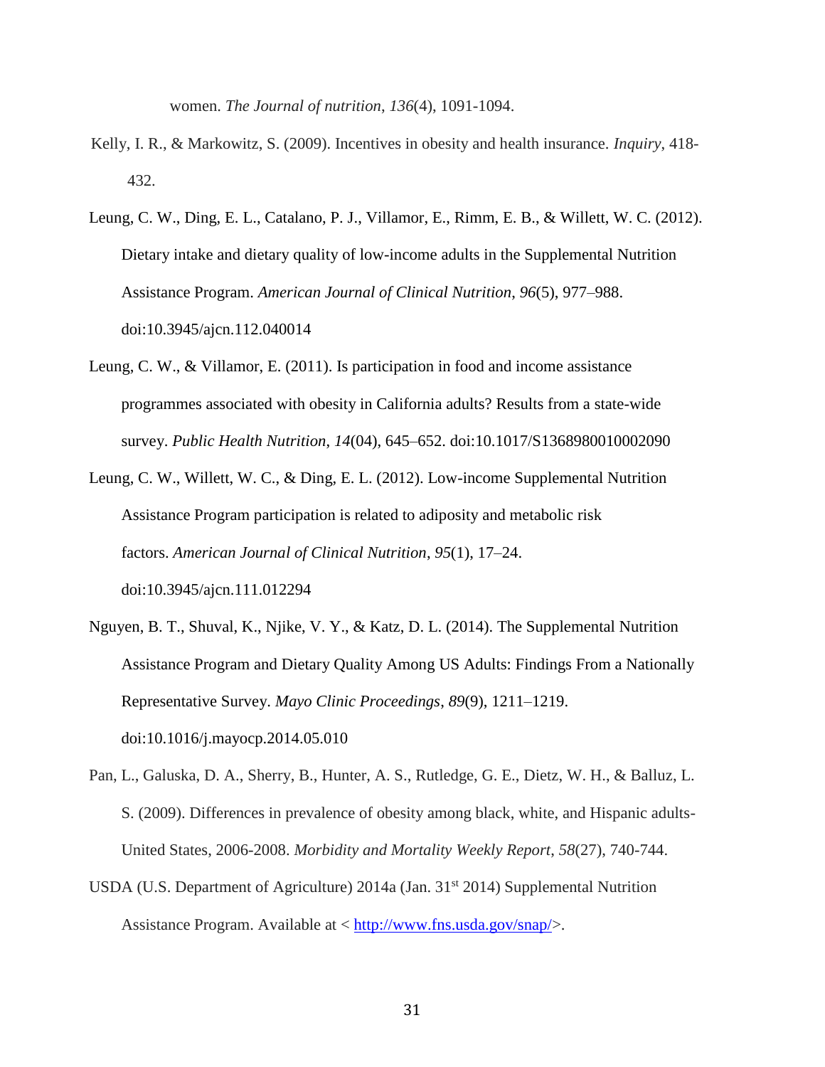women. *The Journal of nutrition*, *136*(4), 1091-1094.

Kelly, I. R., & Markowitz, S. (2009). Incentives in obesity and health insurance. *Inquiry*, 418-432.

Leung, C. W., Ding, E. L., Catalano, P. J., Villamor, E., Rimm, E. B., & Willett, W. C. (2012). Dietary intake and dietary quality of low-income adults in the Supplemental Nutrition Assistance Program. *American Journal of Clinical Nutrition*, *96*(5), 977–988. doi:10.3945/ajcn.112.040014

Leung, C. W., & Villamor, E. (2011). Is participation in food and income assistance programmes associated with obesity in California adults? Results from a state-wide survey. *Public Health Nutrition*, *14*(04), 645–652. doi:10.1017/S1368980010002090

Leung, C. W., Willett, W. C., & Ding, E. L. (2012). Low-income Supplemental Nutrition Assistance Program participation is related to adiposity and metabolic risk factors. *American Journal of Clinical Nutrition*, *95*(1), 17–24. doi:10.3945/ajcn.111.012294

Nguyen, B. T., Shuval, K., Njike, V. Y., & Katz, D. L. (2014). The Supplemental Nutrition Assistance Program and Dietary Quality Among US Adults: Findings From a Nationally Representative Survey. *Mayo Clinic Proceedings*, *89*(9), 1211–1219. doi:10.1016/j.mayocp.2014.05.010

Pan, L., Galuska, D. A., Sherry, B., Hunter, A. S., Rutledge, G. E., Dietz, W. H., & Balluz, L. S. (2009). Differences in prevalence of obesity among black, white, and Hispanic adults-United States, 2006-2008. *Morbidity and Mortality Weekly Report*, *58*(27), 740-744.

USDA (U.S. Department of Agriculture) 2014a (Jan. 31st 2014) Supplemental Nutrition Assistance Program. Available at < http://www.fns.usda.gov/snap/>.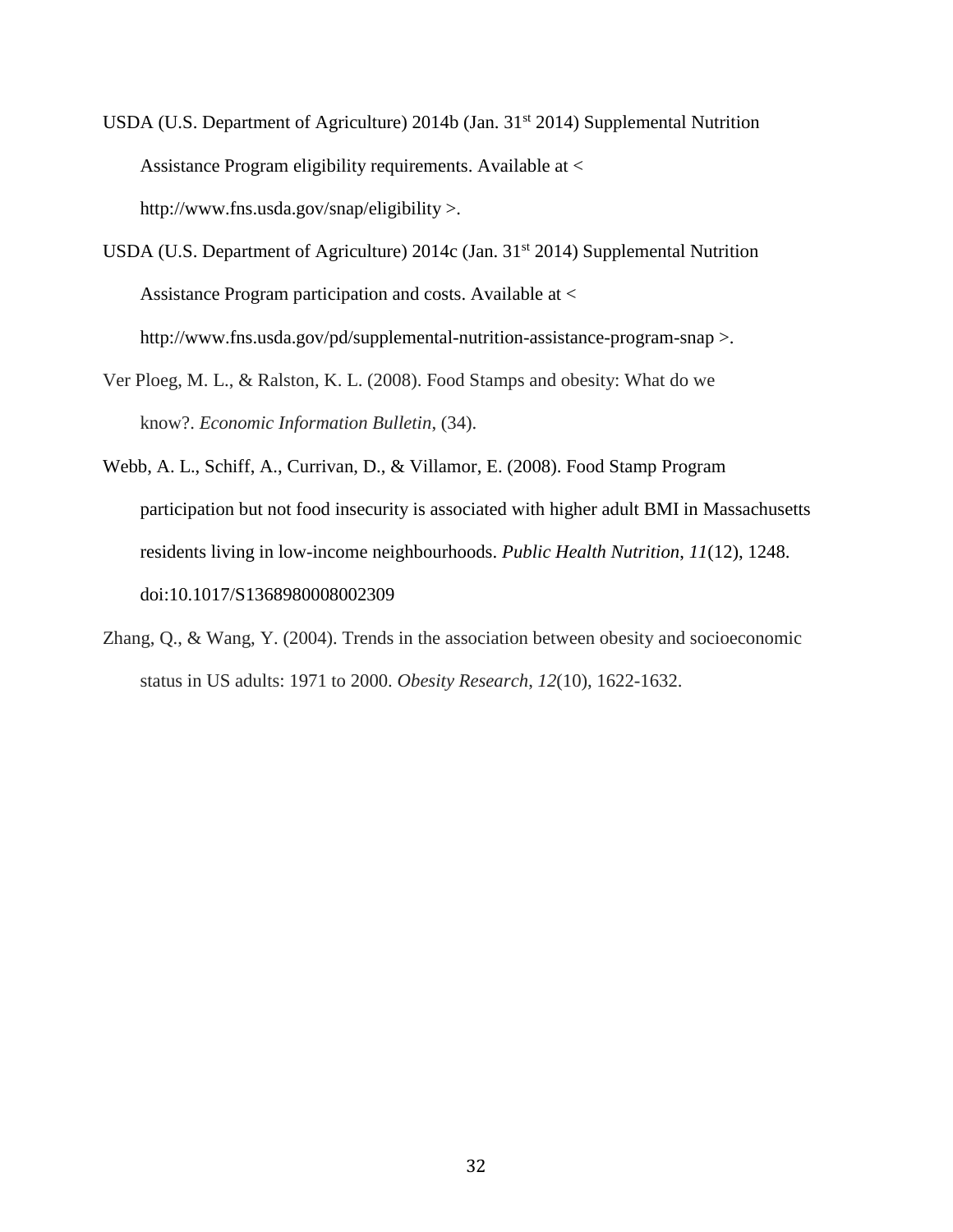USDA (U.S. Department of Agriculture) 2014b (Jan. 31st 2014) Supplemental Nutrition Assistance Program eligibility requirements. Available at < http://www.fns.usda.gov/snap/eligibility >.

USDA (U.S. Department of Agriculture) 2014c (Jan. 31st 2014) Supplemental Nutrition Assistance Program participation and costs. Available at < http://www.fns.usda.gov/pd/supplemental-nutrition-assistance-program-snap >.

Ver Ploeg, M. L., & Ralston, K. L. (2008). Food Stamps and obesity: What do we know?. *Economic Information Bulletin*, (34).

Webb, A. L., Schiff, A., Currivan, D., & Villamor, E. (2008). Food Stamp Program participation but not food insecurity is associated with higher adult BMI in Massachusetts residents living in low-income neighbourhoods. *Public Health Nutrition*, *11*(12), 1248. doi:10.1017/S1368980008002309

Zhang, Q., & Wang, Y. (2004). Trends in the association between obesity and socioeconomic status in US adults: 1971 to 2000. *Obesity Research*, *12*(10), 1622-1632.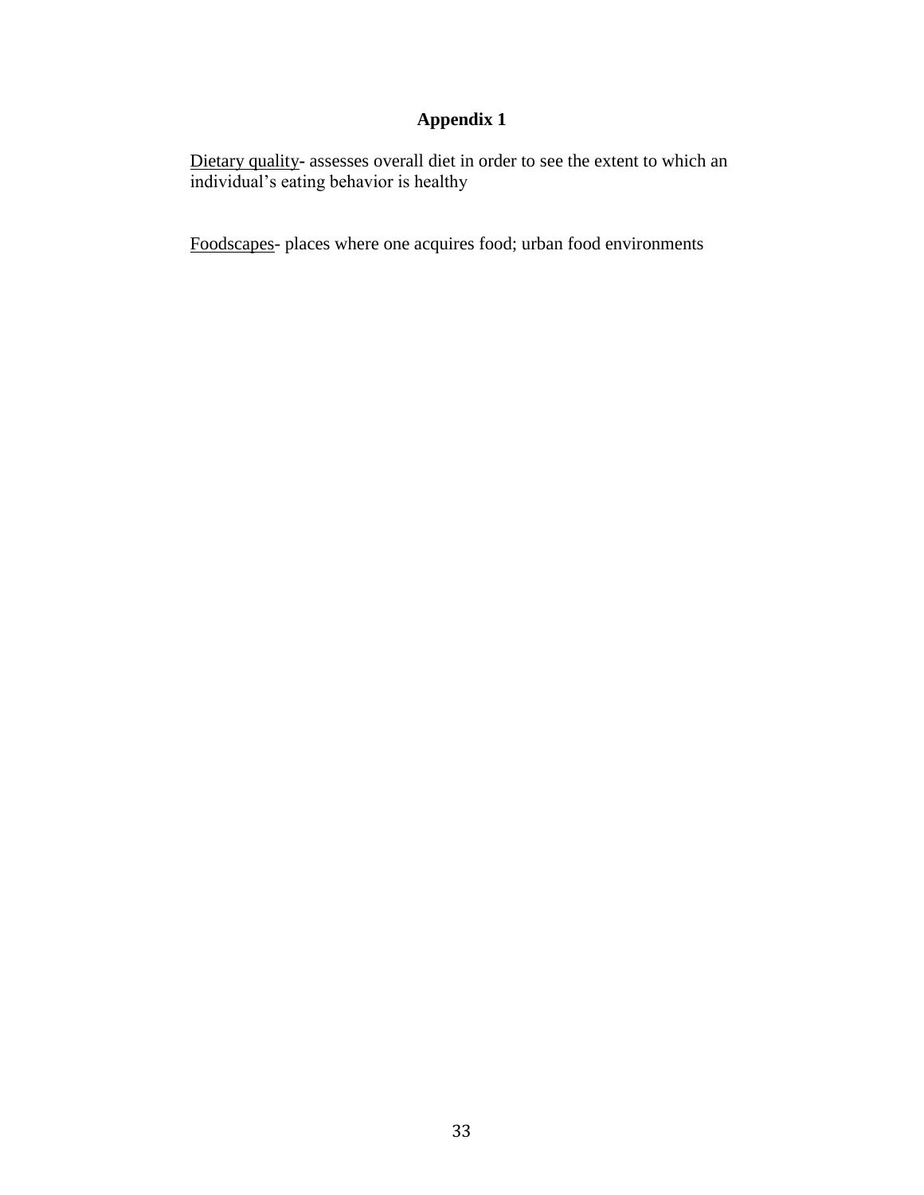## Appendix 1

<u>Dietary quality</u>**-** assesses overall diet in order to see the extent to which an individual's eating behavior is healthy

<u>Foodscapes</u>- places where one acquires food; urban food environments